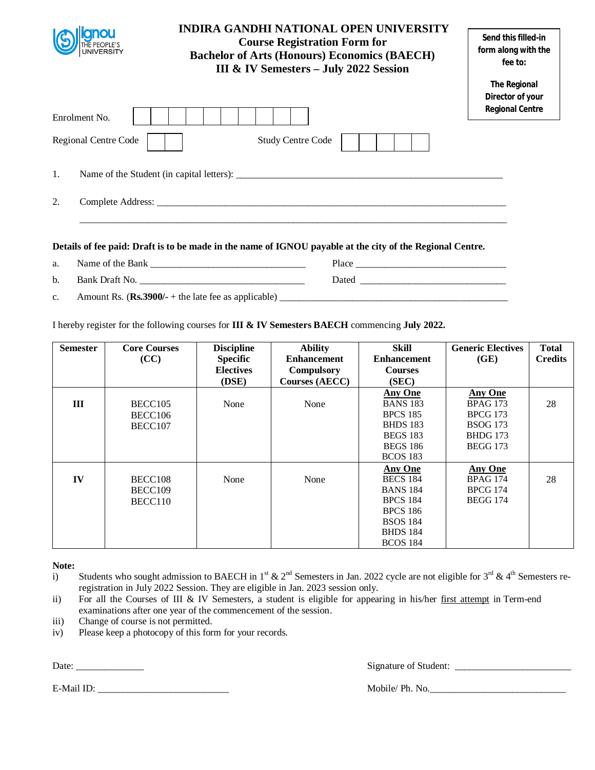# INDIRA GANDHI NATIONAL OPEN UNIVERSITY

## Course Registration Form for Bachelor of Arts (Honours) Economics (BAECH) III & IV Semesters – July 2022 Session

**Send this filled-in form along with the fee to:**

**The Regional Director of your Regional Centre**

Enrolment No. | | | | | | | | | | |

Regional Centre Code | | | Study Centre Code | | | | | |

1. Name of the Student (in capital letters): ______________________________________________

2. Complete Address: ______________________________________________________________

______________________________________________________________

**Details of fee paid: Draft is to be made in the name of IGNOU payable at the city of the Regional Centre.**

a. Name of the Bank ____________________________ Place ____________________________

b. Bank Draft No. ______________________________ Dated ___________________________

c. Amount Rs. (**Rs.3900/-** + the late fee as applicable) ____________________________________

I hereby register for the following courses for **III & IV Semesters BAECH** commencing **July 2022.**

| Semester | Core Courses (CC) | Discipline Specific Electives (DSE) | Ability Enhancement Compulsory Courses (AECC) | Skill Enhancement Courses (SEC) | Generic Electives (GE) | Total Credits |
|---|---|---|---|---|---|---|
| **III** | BECC105<br>BECC106<br>BECC107 | None | None | **Any One**<br>BANS 183<br>BPCS 185<br>BHDS 183<br>BEGS 183<br>BEGS 186<br>BCOS 183 | **Any One**<br>BPAG 173<br>BPCG 173<br>BSOG 173<br>BHDG 173<br>BEGG 173 | 28 |
| **IV** | BECC108<br>BECC109<br>BECC110 | None | None | **Any One**<br>BECS 184<br>BANS 184<br>BPCS 184<br>BPCS 186<br>BSOS 184<br>BHDS 184<br>BCOS 184 | **Any One**<br>BPAG 174<br>BPCG 174<br>BEGG 174 | 28 |

**Note:**

i) Students who sought admission to BAECH in 1st & 2nd Semesters in Jan. 2022 cycle are not eligible for 3rd & 4th Semesters re-registration in July 2022 Session. They are eligible in Jan. 2023 session only.

ii) For all the Courses of III & IV Semesters, a student is eligible for appearing in his/her first attempt in Term-end examinations after one year of the commencement of the session.

iii) Change of course is not permitted.

iv) Please keep a photocopy of this form for your records.

Date: ______________ Signature of Student: ________________________

E-Mail ID: ___________________________ Mobile/ Ph. No.____________________________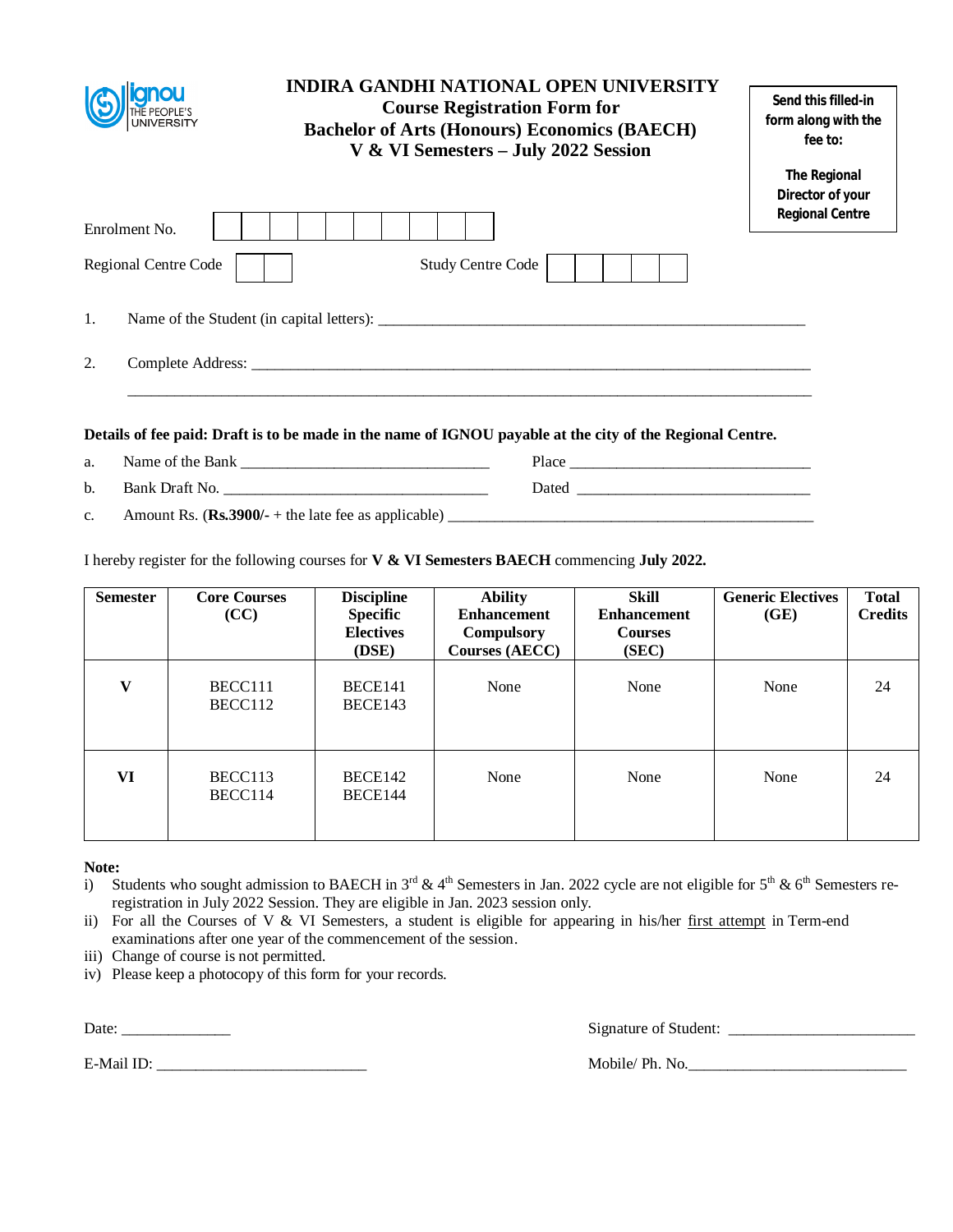ignou THE PEOPLE'S UNIVERSITY

# INDIRA GANDHI NATIONAL OPEN UNIVERSITY
## Course Registration Form for
## Bachelor of Arts (Honours) Economics (BAECH)
## V & VI Semesters – July 2022 Session

**Send this filled-in form along with the fee to:**

**The Regional Director of your Regional Centre**

Enrolment No. | | | | | | | | | | |

Regional Centre Code | | |   Study Centre Code | | | | | |

1. Name of the Student (in capital letters): ______________________________________________________

2. Complete Address: ______________________________________________________________________

______________________________________________________________________________________

**Details of fee paid: Draft is to be made in the name of IGNOU payable at the city of the Regional Centre.**

a. Name of the Bank ______________________________ Place ______________________________

b. Bank Draft No. ________________________________ Dated ______________________________

c. Amount Rs. (**Rs.3900/-** + the late fee as applicable) _____________________________________________

I hereby register for the following courses for **V & VI Semesters BAECH** commencing **July 2022.**

| Semester | Core Courses (CC) | Discipline Specific Electives (DSE) | Ability Enhancement Compulsory Courses (AECC) | Skill Enhancement Courses (SEC) | Generic Electives (GE) | Total Credits |
|---|---|---|---|---|---|---|
| **V** | BECC111<br>BECC112 | BECE141<br>BECE143 | None | None | None | 24 |
| **VI** | BECC113<br>BECC114 | BECE142<br>BECE144 | None | None | None | 24 |

**Note:**

i) Students who sought admission to BAECH in 3rd & 4th Semesters in Jan. 2022 cycle are not eligible for 5th & 6th Semesters re-registration in July 2022 Session. They are eligible in Jan. 2023 session only.

ii) For all the Courses of V & VI Semesters, a student is eligible for appearing in his/her first attempt in Term-end examinations after one year of the commencement of the session.

iii) Change of course is not permitted.

iv) Please keep a photocopy of this form for your records.

Date: ______________   Signature of Student: ________________________

E-Mail ID: ___________________________   Mobile/ Ph. No.____________________________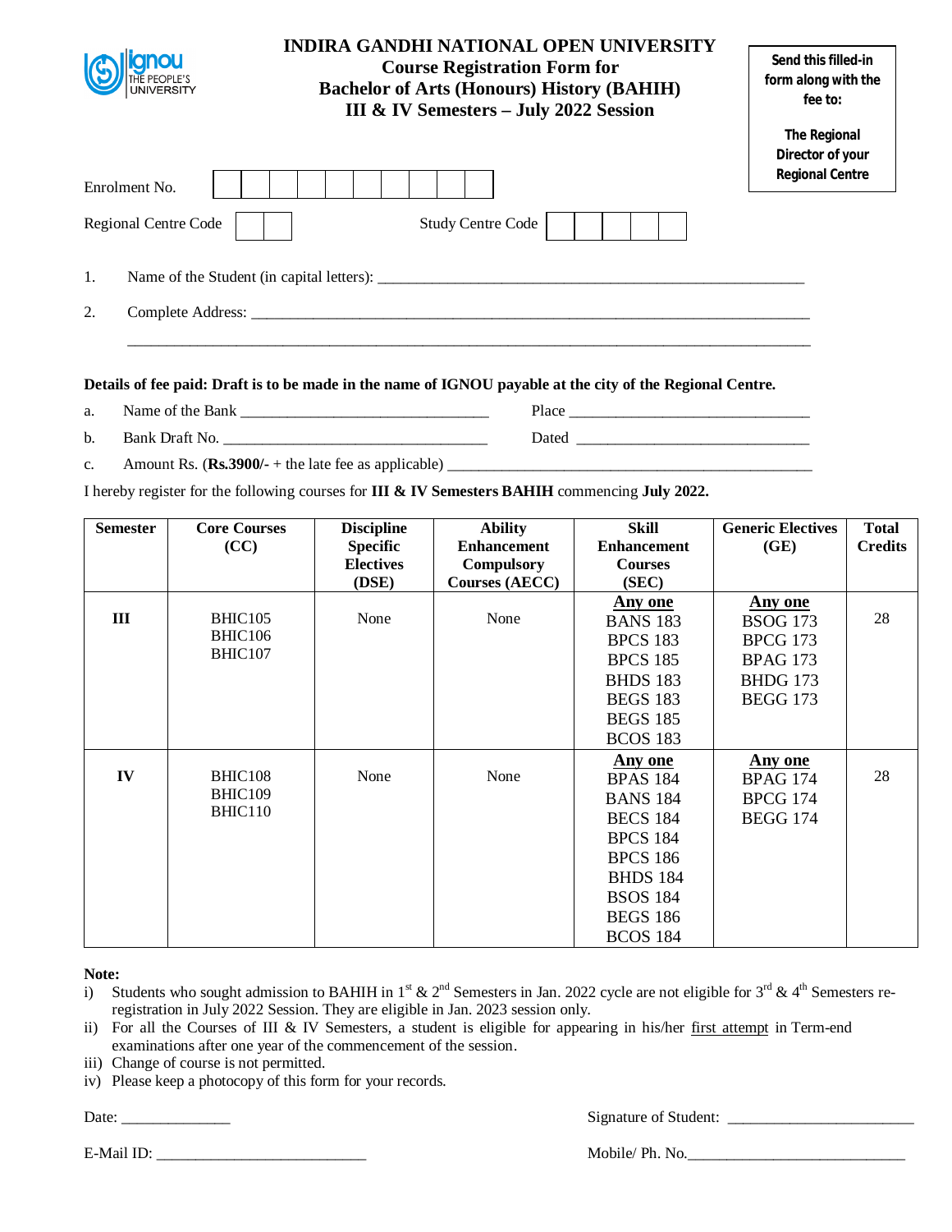# INDIRA GANDHI NATIONAL OPEN UNIVERSITY
## Course Registration Form for Bachelor of Arts (Honours) History (BAHIH) III & IV Semesters – July 2022 Session

**Send this filled-in form along with the fee to:**

**The Regional Director of your Regional Centre**

Enrolment No. | | | | | | | | | | |

Regional Centre Code | | |    Study Centre Code | | | | | |

1. Name of the Student (in capital letters): _______________________________________________

2. Complete Address: ___________________________________________________________________

   ___________________________________________________________________________________

**Details of fee paid: Draft is to be made in the name of IGNOU payable at the city of the Regional Centre.**

a. Name of the Bank ____________________________ Place ____________________________

b. Bank Draft No. ______________________________ Dated ____________________________

c. Amount Rs. (**Rs.3900/-** + the late fee as applicable) ______________________________

I hereby register for the following courses for **III & IV Semesters BAHIH** commencing **July 2022.**

| Semester | Core Courses (CC) | Discipline Specific Electives (DSE) | Ability Enhancement Compulsory Courses (AECC) | Skill Enhancement Courses (SEC) | Generic Electives (GE) | Total Credits |
|---|---|---|---|---|---|---|
| **III** | BHIC105<br>BHIC106<br>BHIC107 | None | None | **Any one**<br>BANS 183<br>BPCS 183<br>BPCS 185<br>BHDS 183<br>BEGS 183<br>BEGS 185<br>BCOS 183 | **Any one**<br>BSOG 173<br>BPCG 173<br>BPAG 173<br>BHDG 173<br>BEGG 173 | 28 |
| **IV** | BHIC108<br>BHIC109<br>BHIC110 | None | None | **Any one**<br>BPAS 184<br>BANS 184<br>BECS 184<br>BPCS 184<br>BPCS 186<br>BHDS 184<br>BSOS 184<br>BEGS 186<br>BCOS 184 | **Any one**<br>BPAG 174<br>BPCG 174<br>BEGG 174 | 28 |

**Note:**

i) Students who sought admission to BAHIH in 1st & 2nd Semesters in Jan. 2022 cycle are not eligible for 3rd & 4th Semesters re-registration in July 2022 Session. They are eligible in Jan. 2023 session only.

ii) For all the Courses of III & IV Semesters, a student is eligible for appearing in his/her first attempt in Term-end examinations after one year of the commencement of the session.

iii) Change of course is not permitted.

iv) Please keep a photocopy of this form for your records.

Date: ______________    Signature of Student: ________________________

E-Mail ID: ___________________________    Mobile/ Ph. No.____________________________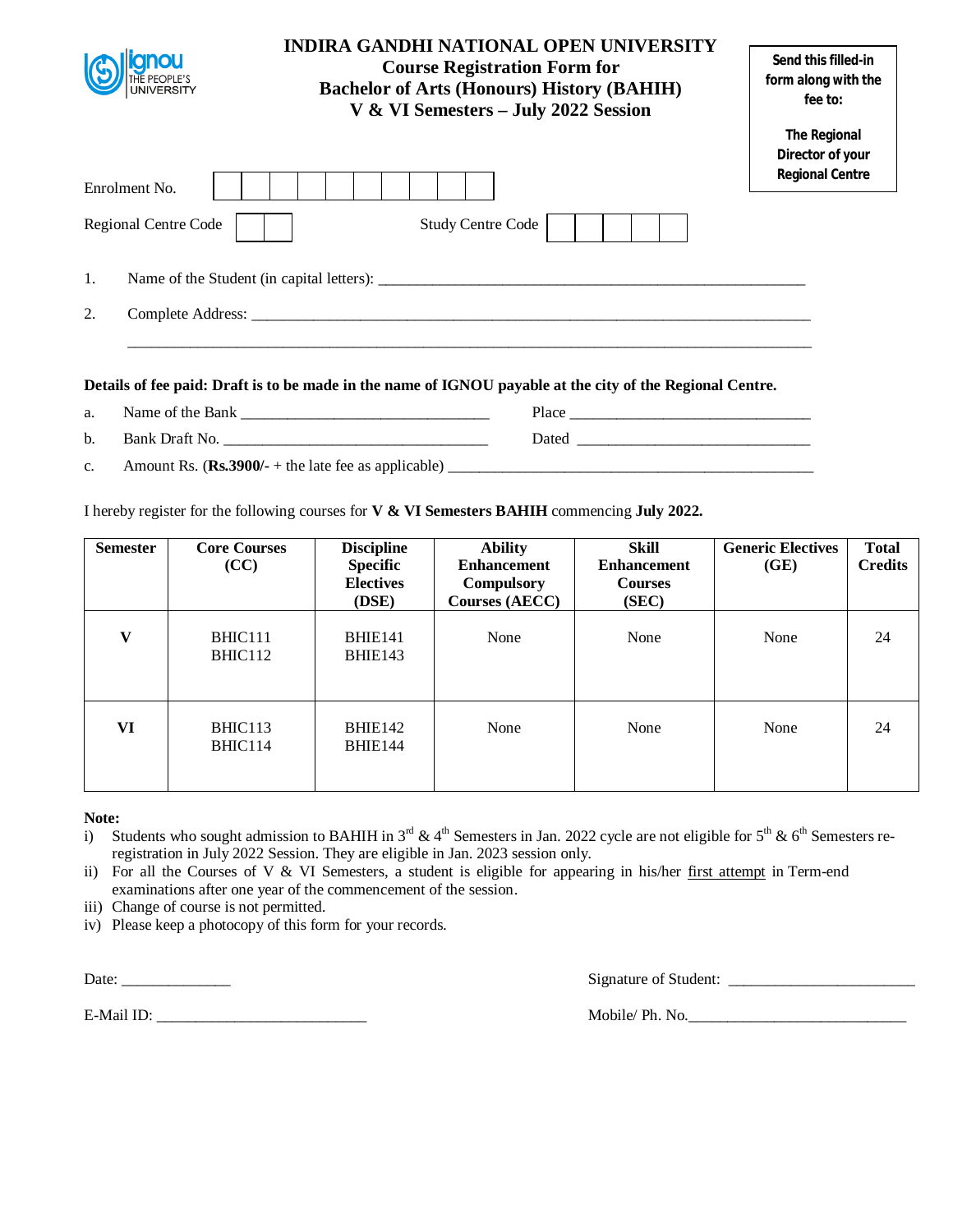# INDIRA GANDHI NATIONAL OPEN UNIVERSITY
## Course Registration Form for Bachelor of Arts (Honours) History (BAHIH) V & VI Semesters – July 2022 Session

**Send this filled-in form along with the fee to:**

**The Regional Director of your Regional Centre**

Enrolment No. | | | | | | | | | | |

Regional Centre Code | | | Study Centre Code | | | | | |

1. Name of the Student (in capital letters): ____________________________________________________

2. Complete Address: _______________________________________________________________

_______________________________________________________________________________

**Details of fee paid: Draft is to be made in the name of IGNOU payable at the city of the Regional Centre.**

a. Name of the Bank ______________________________ Place ______________________________

b. Bank Draft No. _________________________________ Dated ______________________________

c. Amount Rs. (**Rs.3900/-** + the late fee as applicable) _____________________________________________

I hereby register for the following courses for **V & VI Semesters BAHIH** commencing **July 2022.**

| Semester | Core Courses (CC) | Discipline Specific Electives (DSE) | Ability Enhancement Compulsory Courses (AECC) | Skill Enhancement Courses (SEC) | Generic Electives (GE) | Total Credits |
|---|---|---|---|---|---|---|
| **V** | BHIC111<br>BHIC112 | BHIE141<br>BHIE143 | None | None | None | 24 |
| **VI** | BHIC113<br>BHIC114 | BHIE142<br>BHIE144 | None | None | None | 24 |

**Note:**

i) Students who sought admission to BAHIH in 3rd & 4th Semesters in Jan. 2022 cycle are not eligible for 5th & 6th Semesters re-registration in July 2022 Session. They are eligible in Jan. 2023 session only.

ii) For all the Courses of V & VI Semesters, a student is eligible for appearing in his/her first attempt in Term-end examinations after one year of the commencement of the session.

iii) Change of course is not permitted.

iv) Please keep a photocopy of this form for your records.

Date: _____________ Signature of Student: ______________________

E-Mail ID: _________________________ Mobile/ Ph. No.__________________________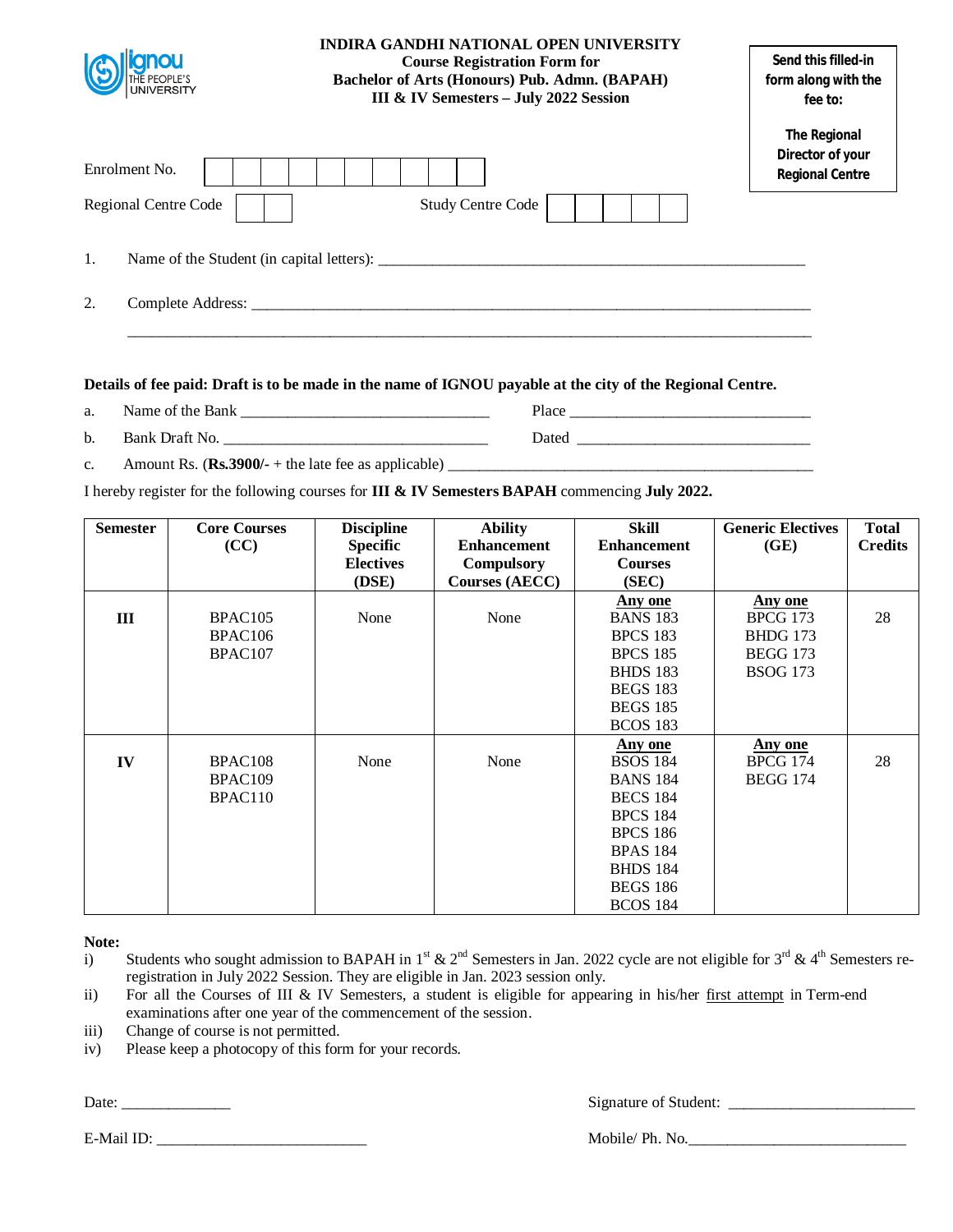# INDIRA GANDHI NATIONAL OPEN UNIVERSITY

**Course Registration Form for**
**Bachelor of Arts (Honours) Pub. Admn. (BAPAH)**
**III & IV Semesters – July 2022 Session**

**Send this filled-in form along with the fee to:**

**The Regional Director of your Regional Centre**

Enrolment No. | | | | | | | | | | |

Regional Centre Code | | | Study Centre Code | | | | | |

1. Name of the Student (in capital letters): ____________________________________________

2. Complete Address: ____________________________________________

____________________________________________

**Details of fee paid: Draft is to be made in the name of IGNOU payable at the city of the Regional Centre.**

a. Name of the Bank ______________________ Place ______________________

b. Bank Draft No. ______________________ Dated ______________________

c. Amount Rs. (**Rs.3900/-** + the late fee as applicable) ______________________

I hereby register for the following courses for **III & IV Semesters BAPAH** commencing **July 2022.**

| Semester | Core Courses (CC) | Discipline Specific Electives (DSE) | Ability Enhancement Compulsory Courses (AECC) | Skill Enhancement Courses (SEC) | Generic Electives (GE) | Total Credits |
|---|---|---|---|---|---|---|
| **III** | BPAC105<br>BPAC106<br>BPAC107 | None | None | **Any one**<br>BANS 183<br>BPCS 183<br>BPCS 185<br>BHDS 183<br>BEGS 183<br>BEGS 185<br>BCOS 183 | **Any one**<br>BPCG 173<br>BHDG 173<br>BEGG 173<br>BSOG 173 | 28 |
| **IV** | BPAC108<br>BPAC109<br>BPAC110 | None | None | **Any one**<br>BSOS 184<br>BANS 184<br>BECS 184<br>BPCS 184<br>BPCS 186<br>BPAS 184<br>BHDS 184<br>BEGS 186<br>BCOS 184 | **Any one**<br>BPCG 174<br>BEGG 174 | 28 |

**Note:**

i) Students who sought admission to BAPAH in 1st & 2nd Semesters in Jan. 2022 cycle are not eligible for 3rd & 4th Semesters re-registration in July 2022 Session. They are eligible in Jan. 2023 session only.

ii) For all the Courses of III & IV Semesters, a student is eligible for appearing in his/her first attempt in Term-end examinations after one year of the commencement of the session.

iii) Change of course is not permitted.

iv) Please keep a photocopy of this form for your records.

Date: ______________ Signature of Student: ______________________

E-Mail ID: ______________________ Mobile/ Ph. No.______________________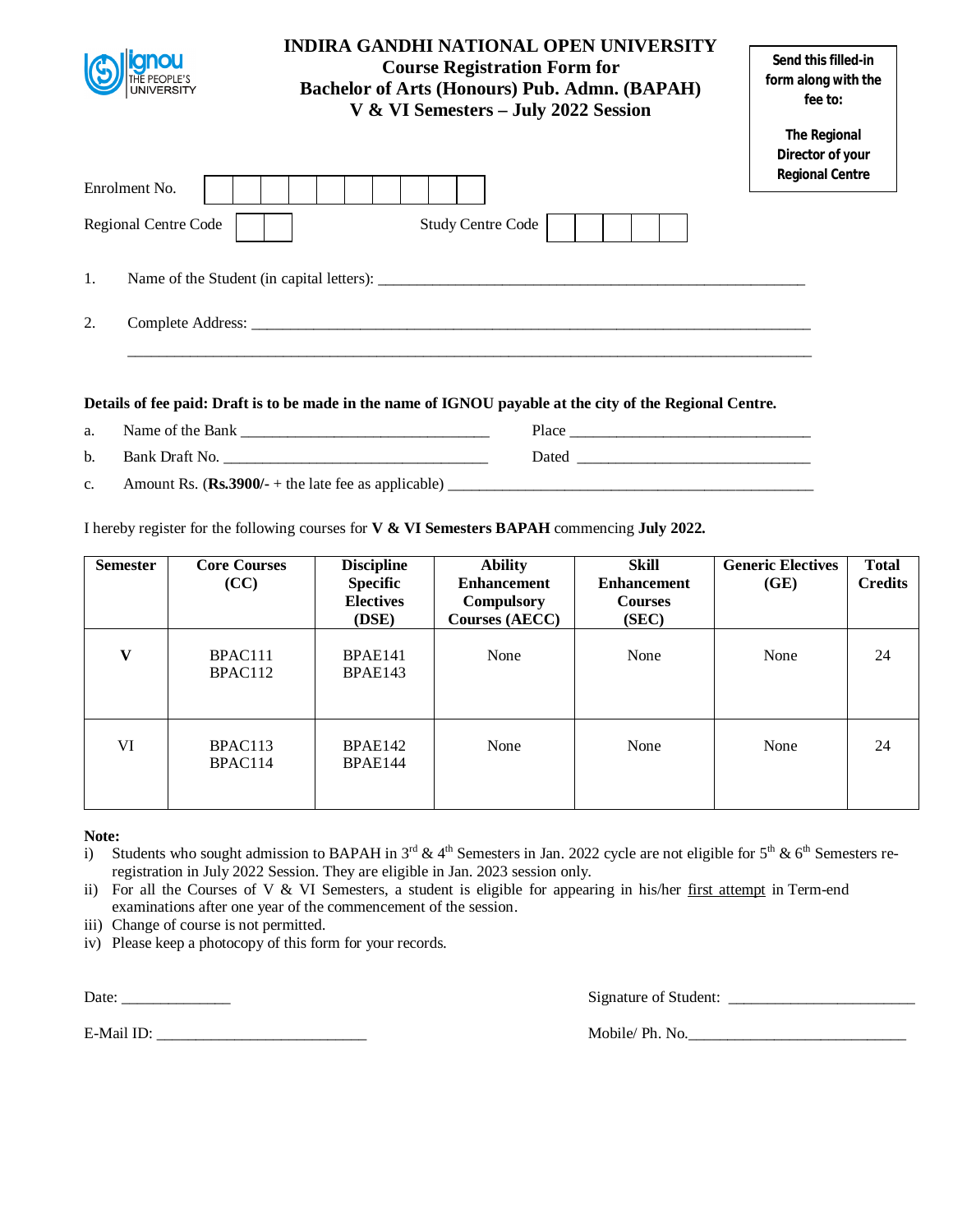# INDIRA GANDHI NATIONAL OPEN UNIVERSITY

## Course Registration Form for Bachelor of Arts (Honours) Pub. Admn. (BAPAH) V & VI Semesters – July 2022 Session

**Send this filled-in form along with the fee to:**

**The Regional Director of your Regional Centre**

Enrolment No. | | | | | | | | | | |

Regional Centre Code | | |  Study Centre Code | | | | | |

1. Name of the Student (in capital letters): ________________________________________________

2. Complete Address: ____________________________________________________________

_________________________________________________________________________

**Details of fee paid: Draft is to be made in the name of IGNOU payable at the city of the Regional Centre.**

a. Name of the Bank ______________________________ Place ______________________________

b. Bank Draft No. ________________________________ Dated ______________________________

c. Amount Rs. (**Rs.3900/-** + the late fee as applicable) ______________________________________________

I hereby register for the following courses for **V & VI Semesters BAPAH** commencing **July 2022.**

| Semester | Core Courses (CC) | Discipline Specific Electives (DSE) | Ability Enhancement Compulsory Courses (AECC) | Skill Enhancement Courses (SEC) | Generic Electives (GE) | Total Credits |
|---|---|---|---|---|---|---|
| **V** | BPAC111<br>BPAC112 | BPAE141<br>BPAE143 | None | None | None | 24 |
| VI | BPAC113<br>BPAC114 | BPAE142<br>BPAE144 | None | None | None | 24 |

**Note:**

i) Students who sought admission to BAPAH in 3rd & 4th Semesters in Jan. 2022 cycle are not eligible for 5th & 6th Semesters re-registration in July 2022 Session. They are eligible in Jan. 2023 session only.

ii) For all the Courses of V & VI Semesters, a student is eligible for appearing in his/her first attempt in Term-end examinations after one year of the commencement of the session.

iii) Change of course is not permitted.

iv) Please keep a photocopy of this form for your records.

Date: ______________ Signature of Student: _______________________

E-Mail ID: __________________________ Mobile/ Ph. No.___________________________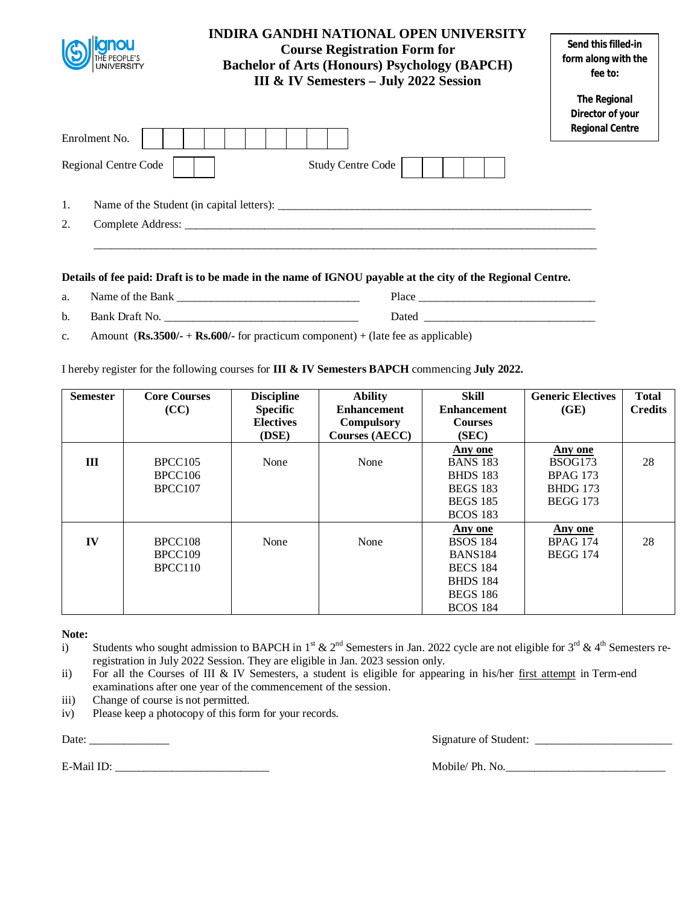ignou THE PEOPLE'S UNIVERSITY

# INDIRA GANDHI NATIONAL OPEN UNIVERSITY
## Course Registration Form for Bachelor of Arts (Honours) Psychology (BAPCH) III & IV Semesters – July 2022 Session

**Send this filled-in form along with the fee to:**

**The Regional Director of your Regional Centre**

Enrolment No. ☐☐☐☐☐☐☐☐☐☐

Regional Centre Code ☐☐ Study Centre Code ☐☐☐☐☐

1. Name of the Student (in capital letters): ______________________________________________________

2. Complete Address: ____________________________________________________________________

____________________________________________________________________

**Details of fee paid: Draft is to be made in the name of IGNOU payable at the city of the Regional Centre.**

a. Name of the Bank ______________________________ Place ______________________________

b. Bank Draft No. ________________________________ Dated ______________________________

c. Amount (**Rs.3500/-** + **Rs.600/-** for practicum component) + (late fee as applicable)

I hereby register for the following courses for **III & IV Semesters BAPCH** commencing **July 2022.**

| Semester | Core Courses (CC) | Discipline Specific Electives (DSE) | Ability Enhancement Compulsory Courses (AECC) | Skill Enhancement Courses (SEC) | Generic Electives (GE) | Total Credits |
|---|---|---|---|---|---|---|
| **III** | BPCC105<br>BPCC106<br>BPCC107 | None | None | **Any one**<br>BANS 183<br>BHDS 183<br>BEGS 183<br>BEGS 185<br>BCOS 183 | **Any one**<br>BSOG173<br>BPAG 173<br>BHDG 173<br>BEGG 173 | 28 |
| **IV** | BPCC108<br>BPCC109<br>BPCC110 | None | None | **Any one**<br>BSOS 184<br>BANS184<br>BECS 184<br>BHDS 184<br>BEGS 186<br>BCOS 184 | **Any one**<br>BPAG 174<br>BEGG 174 | 28 |

**Note:**

i) Students who sought admission to BAPCH in 1st & 2nd Semesters in Jan. 2022 cycle are not eligible for 3rd & 4th Semesters re-registration in July 2022 Session. They are eligible in Jan. 2023 session only.

ii) For all the Courses of III & IV Semesters, a student is eligible for appearing in his/her first attempt in Term-end examinations after one year of the commencement of the session.

iii) Change of course is not permitted.

iv) Please keep a photocopy of this form for your records.

Date: ______________ Signature of Student: ________________________

E-Mail ID: ___________________________ Mobile/ Ph. No.____________________________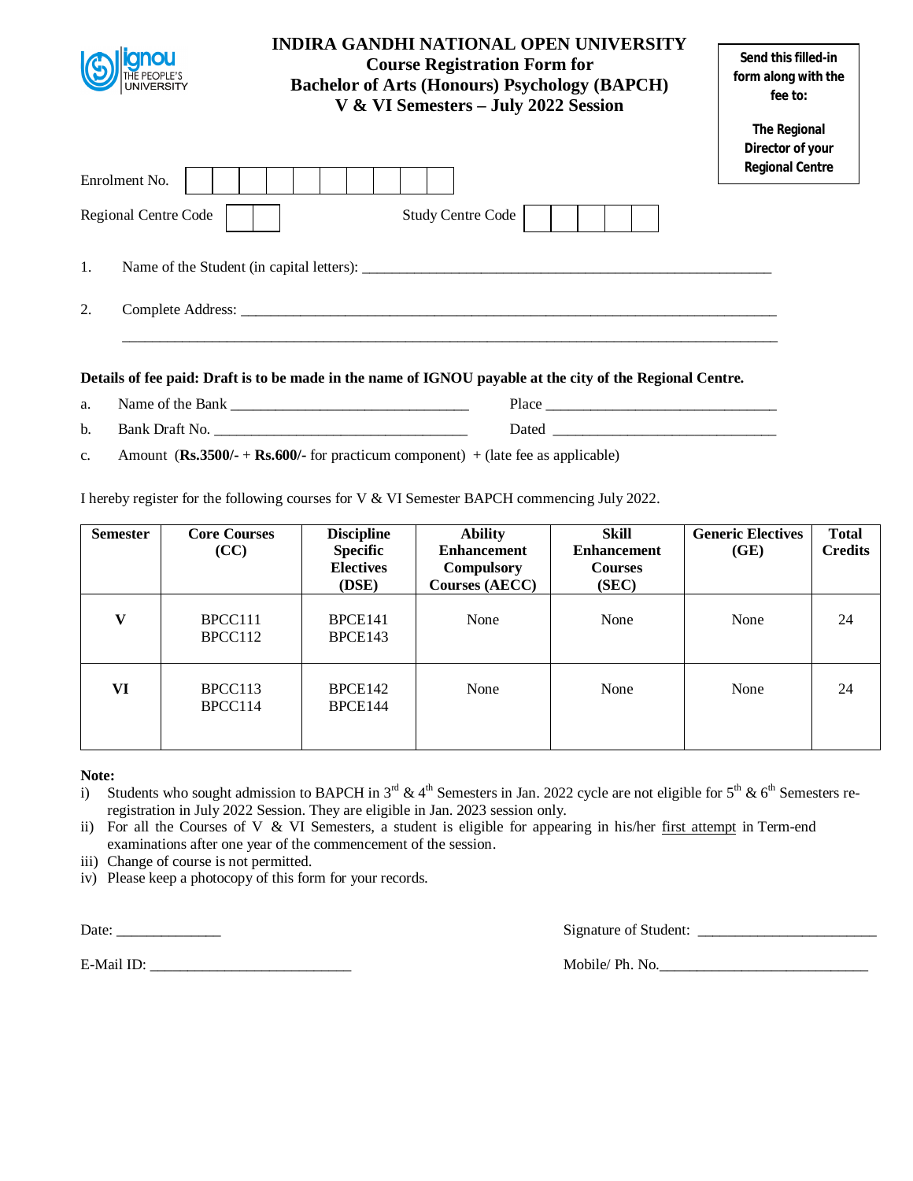# INDIRA GANDHI NATIONAL OPEN UNIVERSITY
## Course Registration Form for
## Bachelor of Arts (Honours) Psychology (BAPCH)
## V & VI Semesters – July 2022 Session

**Send this filled-in form along with the fee to:**

**The Regional Director of your Regional Centre**

Enrolment No. | | | | | | | | | | |

Regional Centre Code | | | Study Centre Code | | | | | |

1. Name of the Student (in capital letters): ____________________________________________________________

2. Complete Address: ______________________________________________________________________________

______________________________________________________________________________

**Details of fee paid: Draft is to be made in the name of IGNOU payable at the city of the Regional Centre.**

a. Name of the Bank ________________________________ Place ________________________________

b. Bank Draft No. ________________________________ Dated ________________________________

c. Amount (**Rs.3500/-** + **Rs.600/-** for practicum component) + (late fee as applicable)

I hereby register for the following courses for V & VI Semester BAPCH commencing July 2022.

| Semester | Core Courses (CC) | Discipline Specific Electives (DSE) | Ability Enhancement Compulsory Courses (AECC) | Skill Enhancement Courses (SEC) | Generic Electives (GE) | Total Credits |
|---|---|---|---|---|---|---|
| **V** | BPCC111<br>BPCC112 | BPCE141<br>BPCE143 | None | None | None | 24 |
| **VI** | BPCC113<br>BPCC114 | BPCE142<br>BPCE144 | None | None | None | 24 |

**Note:**

i) Students who sought admission to BAPCH in 3rd & 4th Semesters in Jan. 2022 cycle are not eligible for 5th & 6th Semesters re-registration in July 2022 Session. They are eligible in Jan. 2023 session only.

ii) For all the Courses of V & VI Semesters, a student is eligible for appearing in his/her first attempt in Term-end examinations after one year of the commencement of the session.

iii) Change of course is not permitted.

iv) Please keep a photocopy of this form for your records.

Date: ______________ Signature of Student: ________________________

E-Mail ID: ___________________________ Mobile/ Ph. No.____________________________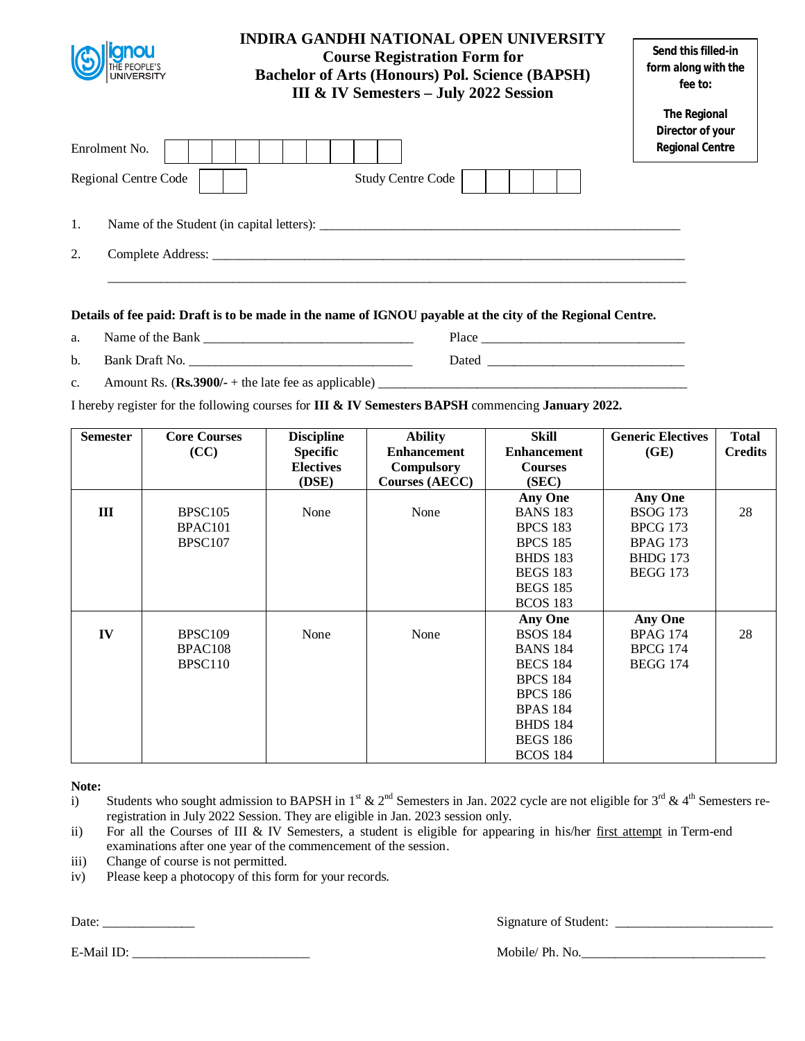# INDIRA GANDHI NATIONAL OPEN UNIVERSITY

## Course Registration Form for Bachelor of Arts (Honours) Pol. Science (BAPSH) III & IV Semesters – July 2022 Session

**Send this filled-in form along with the fee to:**

**The Regional Director of your Regional Centre**

Enrolment No. | | | | | | | | | | |

Regional Centre Code | | |                    Study Centre Code | | | | | |

1. Name of the Student (in capital letters): ______________________________________________

2. Complete Address: ______________________________________________________________

______________________________________________________________________________

**Details of fee paid: Draft is to be made in the name of IGNOU payable at the city of the Regional Centre.**

a. Name of the Bank ___________________________ Place ___________________________

b. Bank Draft No. ___________________________ Dated ___________________________

c. Amount Rs. (**Rs.3900/-** + the late fee as applicable) ________________________________

I hereby register for the following courses for **III & IV Semesters BAPSH** commencing **January 2022.**

| Semester | Core Courses (CC) | Discipline Specific Electives (DSE) | Ability Enhancement Compulsory Courses (AECC) | Skill Enhancement Courses (SEC) | Generic Electives (GE) | Total Credits |
|---|---|---|---|---|---|---|
| III | BPSC105<br>BPAC101<br>BPSC107 | None | None | **Any One**<br>BANS 183<br>BPCS 183<br>BPCS 185<br>BHDS 183<br>BEGS 183<br>BEGS 185<br>BCOS 183 | **Any One**<br>BSOG 173<br>BPCG 173<br>BPAG 173<br>BHDG 173<br>BEGG 173 | 28 |
| IV | BPSC109<br>BPAC108<br>BPSC110 | None | None | **Any One**<br>BSOS 184<br>BANS 184<br>BECS 184<br>BPCS 184<br>BPCS 186<br>BPAS 184<br>BHDS 184<br>BEGS 186<br>BCOS 184 | **Any One**<br>BPAG 174<br>BPCG 174<br>BEGG 174 | 28 |

**Note:**

i) Students who sought admission to BAPSH in 1st & 2nd Semesters in Jan. 2022 cycle are not eligible for 3rd & 4th Semesters re-registration in July 2022 Session. They are eligible in Jan. 2023 session only.

ii) For all the Courses of III & IV Semesters, a student is eligible for appearing in his/her first attempt in Term-end examinations after one year of the commencement of the session.

iii) Change of course is not permitted.

iv) Please keep a photocopy of this form for your records.

Date: ______________                                        Signature of Student: ______________________

E-Mail ID: __________________________                    Mobile/ Ph. No.__________________________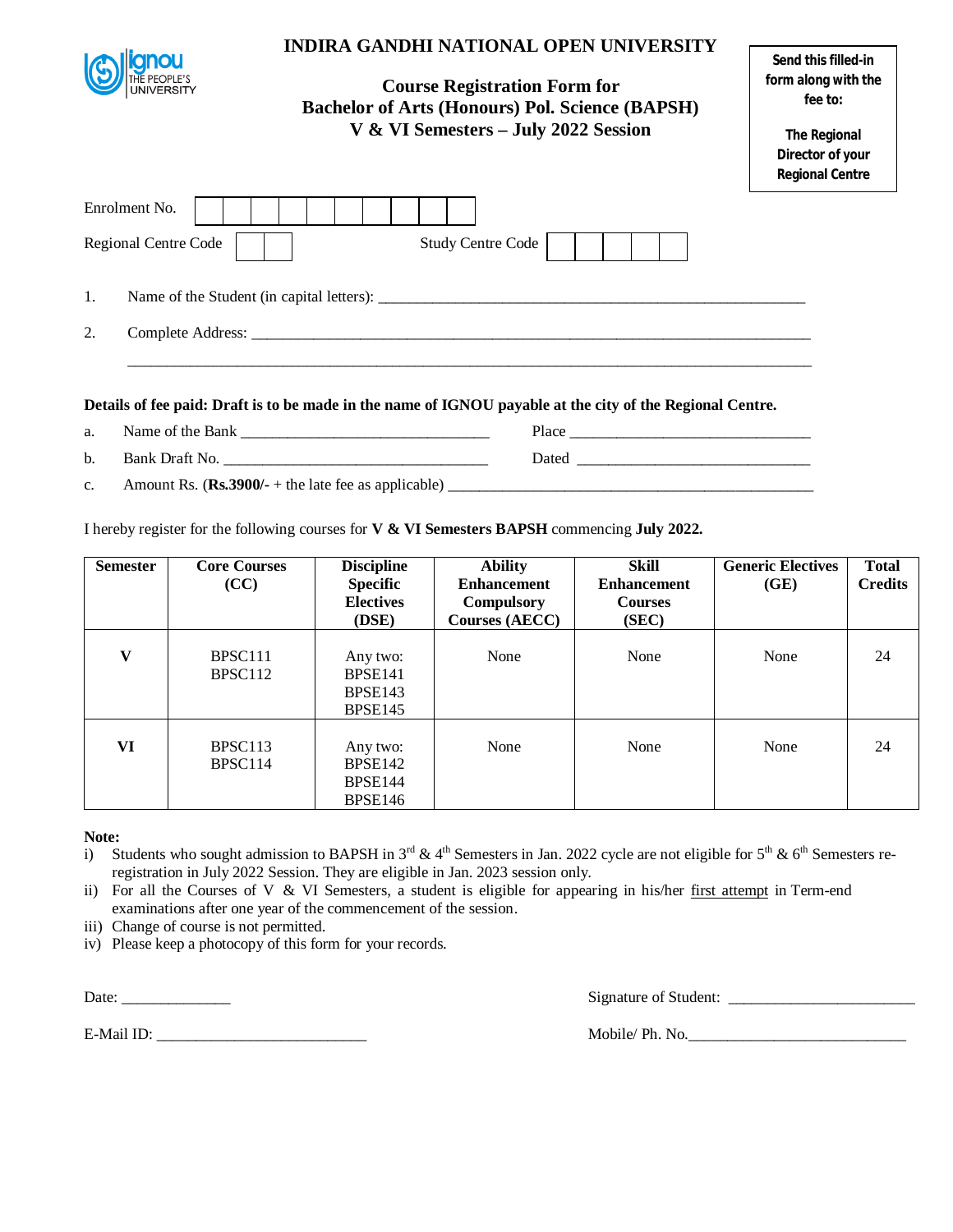# INDIRA GANDHI NATIONAL OPEN UNIVERSITY

ignou THE PEOPLE'S UNIVERSITY

## Course Registration Form for Bachelor of Arts (Honours) Pol. Science (BAPSH) V & VI Semesters – July 2022 Session

**Send this filled-in form along with the fee to:**

**The Regional Director of your Regional Centre**

Enrolment No. | | | | | | | | | | |

Regional Centre Code | | |    Study Centre Code | | | | | |

1. Name of the Student (in capital letters): ________________________________________________

2. Complete Address: ____________________________________________________________

   ____________________________________________________________

**Details of fee paid: Draft is to be made in the name of IGNOU payable at the city of the Regional Centre.**

a. Name of the Bank ______________________________ Place ______________________________

b. Bank Draft No. ________________________________ Dated ______________________________

c. Amount Rs. (**Rs.3900/-** + the late fee as applicable) ________________________________________

I hereby register for the following courses for **V & VI Semesters BAPSH** commencing **July 2022.**

| Semester | Core Courses (CC) | Discipline Specific Electives (DSE) | Ability Enhancement Compulsory Courses (AECC) | Skill Enhancement Courses (SEC) | Generic Electives (GE) | Total Credits |
|---|---|---|---|---|---|---|
| **V** | BPSC111<br>BPSC112 | Any two:<br>BPSE141<br>BPSE143<br>BPSE145 | None | None | None | 24 |
| **VI** | BPSC113<br>BPSC114 | Any two:<br>BPSE142<br>BPSE144<br>BPSE146 | None | None | None | 24 |

**Note:**

i) Students who sought admission to BAPSH in 3rd & 4th Semesters in Jan. 2022 cycle are not eligible for 5th & 6th Semesters re-registration in July 2022 Session. They are eligible in Jan. 2023 session only.

ii) For all the Courses of V & VI Semesters, a student is eligible for appearing in his/her first attempt in Term-end examinations after one year of the commencement of the session.

iii) Change of course is not permitted.

iv) Please keep a photocopy of this form for your records.

Date: ______________    Signature of Student: ________________________

E-Mail ID: __________________________    Mobile/ Ph. No.____________________________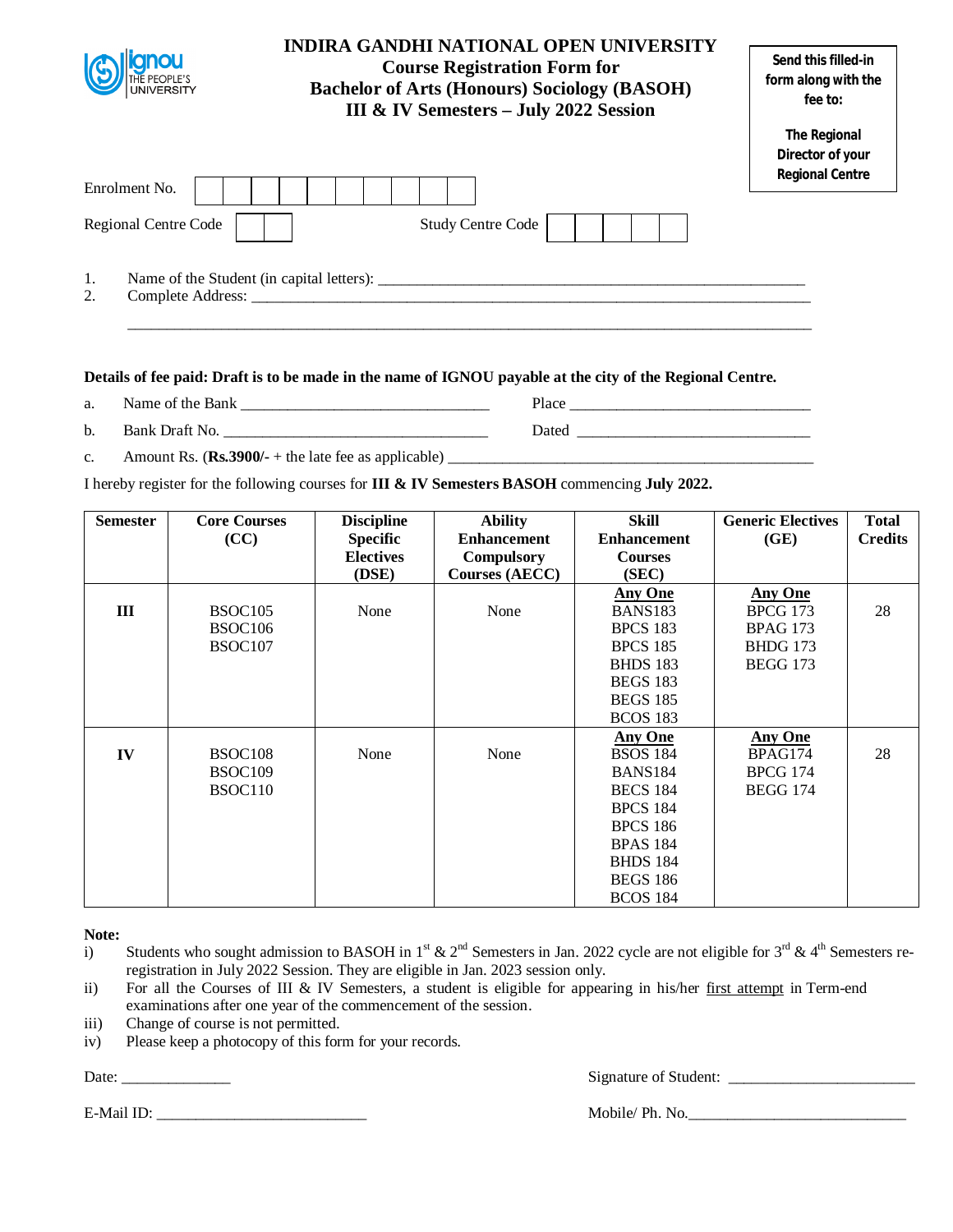# INDIRA GANDHI NATIONAL OPEN UNIVERSITY

## Course Registration Form for Bachelor of Arts (Honours) Sociology (BASOH) III & IV Semesters – July 2022 Session

**Send this filled-in form along with the fee to:**

**The Regional Director of your Regional Centre**

Enrolment No. | | | | | | | | | | |

Regional Centre Code | | |    Study Centre Code | | | | | |

1. Name of the Student (in capital letters): ____________________________________________
2. Complete Address: ________________________________________________________________

________________________________________________________________

**Details of fee paid: Draft is to be made in the name of IGNOU payable at the city of the Regional Centre.**

a. Name of the Bank ____________________________ Place ____________________________

b. Bank Draft No. ____________________________ Dated ____________________________

c. Amount Rs. (**Rs.3900/-** + the late fee as applicable) ____________________________

I hereby register for the following courses for **III & IV Semesters BASOH** commencing **July 2022.**

| Semester | Core Courses (CC) | Discipline Specific Electives (DSE) | Ability Enhancement Compulsory Courses (AECC) | Skill Enhancement Courses (SEC) | Generic Electives (GE) | Total Credits |
|---|---|---|---|---|---|---|
| **III** | BSOC105<br>BSOC106<br>BSOC107 | None | None | **Any One**<br>BANS183<br>BPCS 183<br>BPCS 185<br>BHDS 183<br>BEGS 183<br>BEGS 185<br>BCOS 183 | **Any One**<br>BPCG 173<br>BPAG 173<br>BHDG 173<br>BEGG 173 | 28 |
| **IV** | BSOC108<br>BSOC109<br>BSOC110 | None | None | **Any One**<br>BSOS 184<br>BANS184<br>BECS 184<br>BPCS 184<br>BPCS 186<br>BPAS 184<br>BHDS 184<br>BEGS 186<br>BCOS 184 | **Any One**<br>BPAG174<br>BPCG 174<br>BEGG 174 | 28 |

**Note:**

i) Students who sought admission to BASOH in 1st & 2nd Semesters in Jan. 2022 cycle are not eligible for 3rd & 4th Semesters re-registration in July 2022 Session. They are eligible in Jan. 2023 session only.

ii) For all the Courses of III & IV Semesters, a student is eligible for appearing in his/her first attempt in Term-end examinations after one year of the commencement of the session.

iii) Change of course is not permitted.

iv) Please keep a photocopy of this form for your records.

Date: ______________    Signature of Student: ________________________

E-Mail ID: ____________________________    Mobile/ Ph. No.____________________________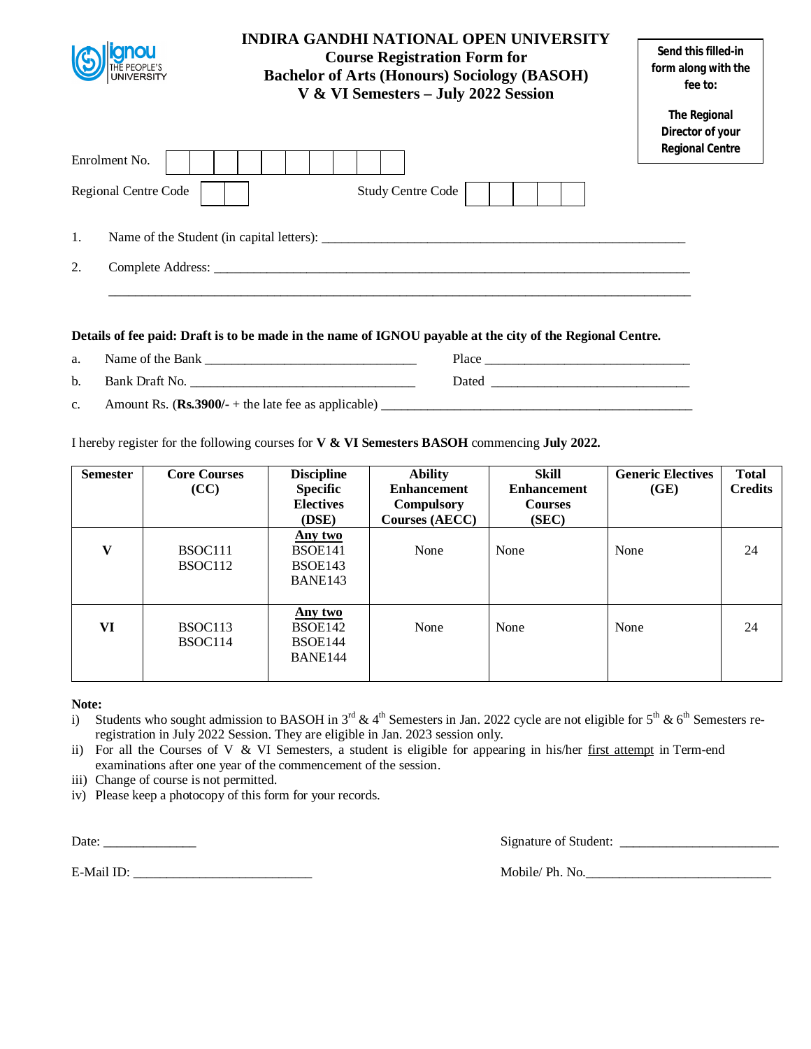# INDIRA GANDHI NATIONAL OPEN UNIVERSITY
## Course Registration Form for
## Bachelor of Arts (Honours) Sociology (BASOH)
## V & VI Semesters – July 2022 Session

**Send this filled-in form along with the fee to:**

**The Regional Director of your Regional Centre**

Enrolment No. | | | | | | | | | | |

Regional Centre Code | | |        Study Centre Code | | | | | |

1. Name of the Student (in capital letters): ____________________________________________

2. Complete Address: ____________________________________________________________

   ______________________________________________________________________________

**Details of fee paid: Draft is to be made in the name of IGNOU payable at the city of the Regional Centre.**

a. Name of the Bank ____________________________ Place ____________________________

b. Bank Draft No. ______________________________ Dated ____________________________

c. Amount Rs. (**Rs.3900/-** + the late fee as applicable) ______________________________________

I hereby register for the following courses for **V & VI Semesters BASOH** commencing **July 2022.**

| Semester | Core Courses (CC) | Discipline Specific Electives (DSE) | Ability Enhancement Compulsory Courses (AECC) | Skill Enhancement Courses (SEC) | Generic Electives (GE) | Total Credits |
|---|---|---|---|---|---|---|
| **V** | BSOC111<br>BSOC112 | <u>**Any two**</u><br>BSOE141<br>BSOE143<br>BANE143 | None | None | None | 24 |
| **VI** | BSOC113<br>BSOC114 | <u>**Any two**</u><br>BSOE142<br>BSOE144<br>BANE144 | None | None | None | 24 |

**Note:**

i) Students who sought admission to BASOH in 3rd & 4th Semesters in Jan. 2022 cycle are not eligible for 5th & 6th Semesters re-registration in July 2022 Session. They are eligible in Jan. 2023 session only.

ii) For all the Courses of V & VI Semesters, a student is eligible for appearing in his/her <u>first attempt</u> in Term-end examinations after one year of the commencement of the session.

iii) Change of course is not permitted.

iv) Please keep a photocopy of this form for your records.

Date: _____________        Signature of Student: ______________________

E-Mail ID: _________________________        Mobile/ Ph. No.__________________________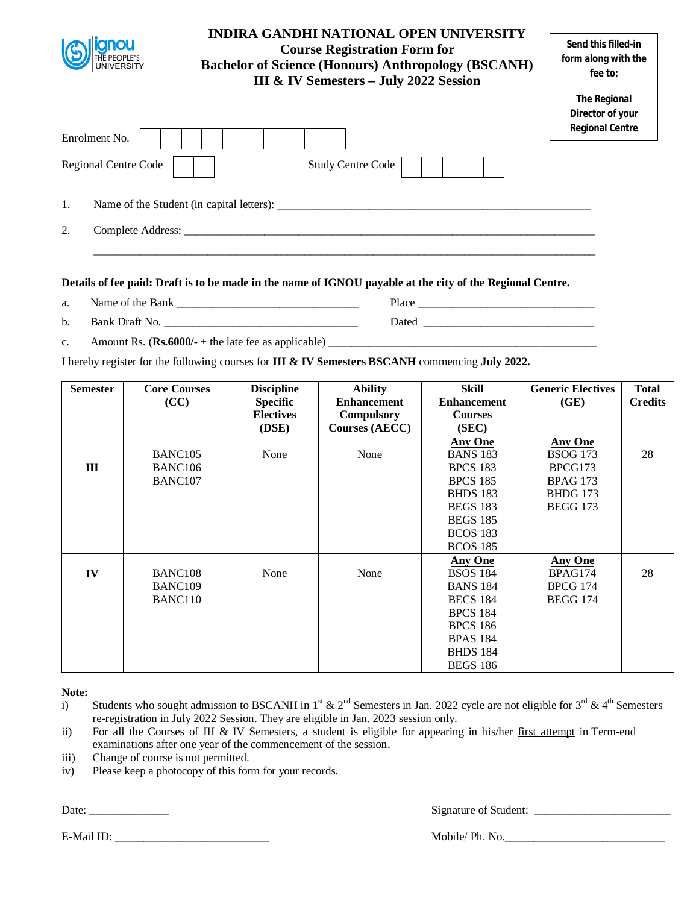# INDIRA GANDHI NATIONAL OPEN UNIVERSITY

## Course Registration Form for Bachelor of Science (Honours) Anthropology (BSCANH) III & IV Semesters – July 2022 Session

**Send this filled-in form along with the fee to:**

**The Regional Director of your Regional Centre**

Enrolment No. | | | | | | | | | | |

Regional Centre Code | | |        Study Centre Code | | | | | |

1. Name of the Student (in capital letters): ________________________________________________

2. Complete Address: ______________________________________________________________

______________________________________________________________________________

**Details of fee paid: Draft is to be made in the name of IGNOU payable at the city of the Regional Centre.**

a. Name of the Bank ____________________________ Place ____________________________

b. Bank Draft No. ______________________________ Dated ____________________________

c. Amount Rs. (**Rs.6000/-** + the late fee as applicable) ____________________________________________

I hereby register for the following courses for **III & IV Semesters BSCANH** commencing **July 2022.**

| Semester | Core Courses (CC) | Discipline Specific Electives (DSE) | Ability Enhancement Compulsory Courses (AECC) | Skill Enhancement Courses (SEC) | Generic Electives (GE) | Total Credits |
|---|---|---|---|---|---|---|
| **III** | BANC105<br>BANC106<br>BANC107 | None | None | **Any One**<br>BANS 183<br>BPCS 183<br>BPCS 185<br>BHDS 183<br>BEGS 183<br>BEGS 185<br>BCOS 183<br>BCOS 185 | **Any One**<br>BSOG 173<br>BPCG173<br>BPAG 173<br>BHDG 173<br>BEGG 173 | 28 |
| **IV** | BANC108<br>BANC109<br>BANC110 | None | None | **Any One**<br>BSOS 184<br>BANS 184<br>BECS 184<br>BPCS 184<br>BPCS 186<br>BPAS 184<br>BHDS 184<br>BEGS 186 | **Any One**<br>BPAG174<br>BPCG 174<br>BEGG 174 | 28 |

**Note:**

i) Students who sought admission to BSCANH in 1st & 2nd Semesters in Jan. 2022 cycle are not eligible for 3rd & 4th Semesters re-registration in July 2022 Session. They are eligible in Jan. 2023 session only.

ii) For all the Courses of III & IV Semesters, a student is eligible for appearing in his/her first attempt in Term-end examinations after one year of the commencement of the session.

iii) Change of course is not permitted.

iv) Please keep a photocopy of this form for your records.

Date: ______________        Signature of Student: ________________________

E-Mail ID: ___________________________        Mobile/ Ph. No.____________________________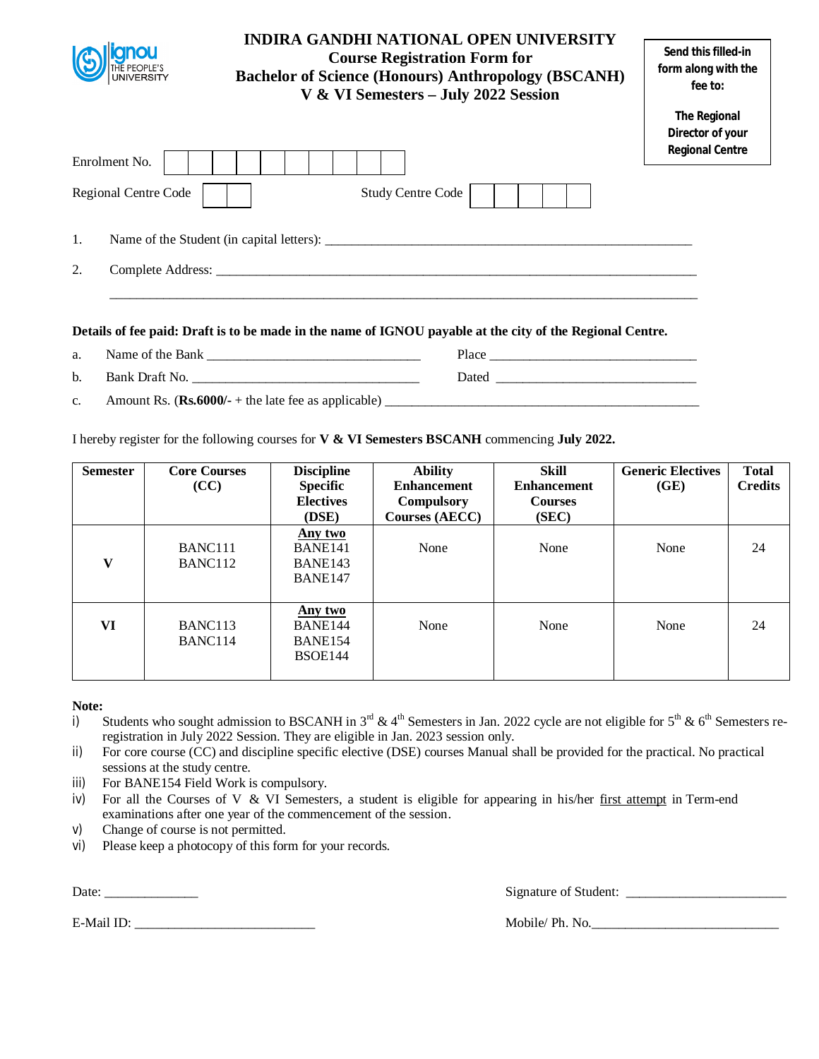# INDIRA GANDHI NATIONAL OPEN UNIVERSITY

## Course Registration Form for Bachelor of Science (Honours) Anthropology (BSCANH) V & VI Semesters – July 2022 Session

**Send this filled-in form along with the fee to:**

**The Regional Director of your Regional Centre**

Enrolment No. | | | | | | | | | | |

Regional Centre Code | | |     Study Centre Code | | | | | |

1. Name of the Student (in capital letters): ______________________________________________

2. Complete Address: ______________________________________________________________

   ______________________________________________________________

**Details of fee paid: Draft is to be made in the name of IGNOU payable at the city of the Regional Centre.**

a. Name of the Bank ____________________________ Place ____________________________

b. Bank Draft No. ____________________________ Dated ____________________________

c. Amount Rs. (**Rs.6000/-** + the late fee as applicable) ______________________________________

I hereby register for the following courses for **V & VI Semesters BSCANH** commencing **July 2022.**

| Semester | Core Courses (CC) | Discipline Specific Electives (DSE) | Ability Enhancement Compulsory Courses (AECC) | Skill Enhancement Courses (SEC) | Generic Electives (GE) | Total Credits |
|---|---|---|---|---|---|---|
| **V** | BANC111<br>BANC112 | **Any two**<br>BANE141<br>BANE143<br>BANE147 | None | None | None | 24 |
| **VI** | BANC113<br>BANC114 | **Any two**<br>BANE144<br>BANE154<br>BSOE144 | None | None | None | 24 |

**Note:**

i) Students who sought admission to BSCANH in 3rd & 4th Semesters in Jan. 2022 cycle are not eligible for 5th & 6th Semesters re-registration in July 2022 Session. They are eligible in Jan. 2023 session only.

ii) For core course (CC) and discipline specific elective (DSE) courses Manual shall be provided for the practical. No practical sessions at the study centre.

iii) For BANE154 Field Work is compulsory.

iv) For all the Courses of V & VI Semesters, a student is eligible for appearing in his/her first attempt in Term-end examinations after one year of the commencement of the session.

v) Change of course is not permitted.

vi) Please keep a photocopy of this form for your records.

Date: ______________     Signature of Student: ________________________

E-Mail ID: ___________________________     Mobile/ Ph. No.____________________________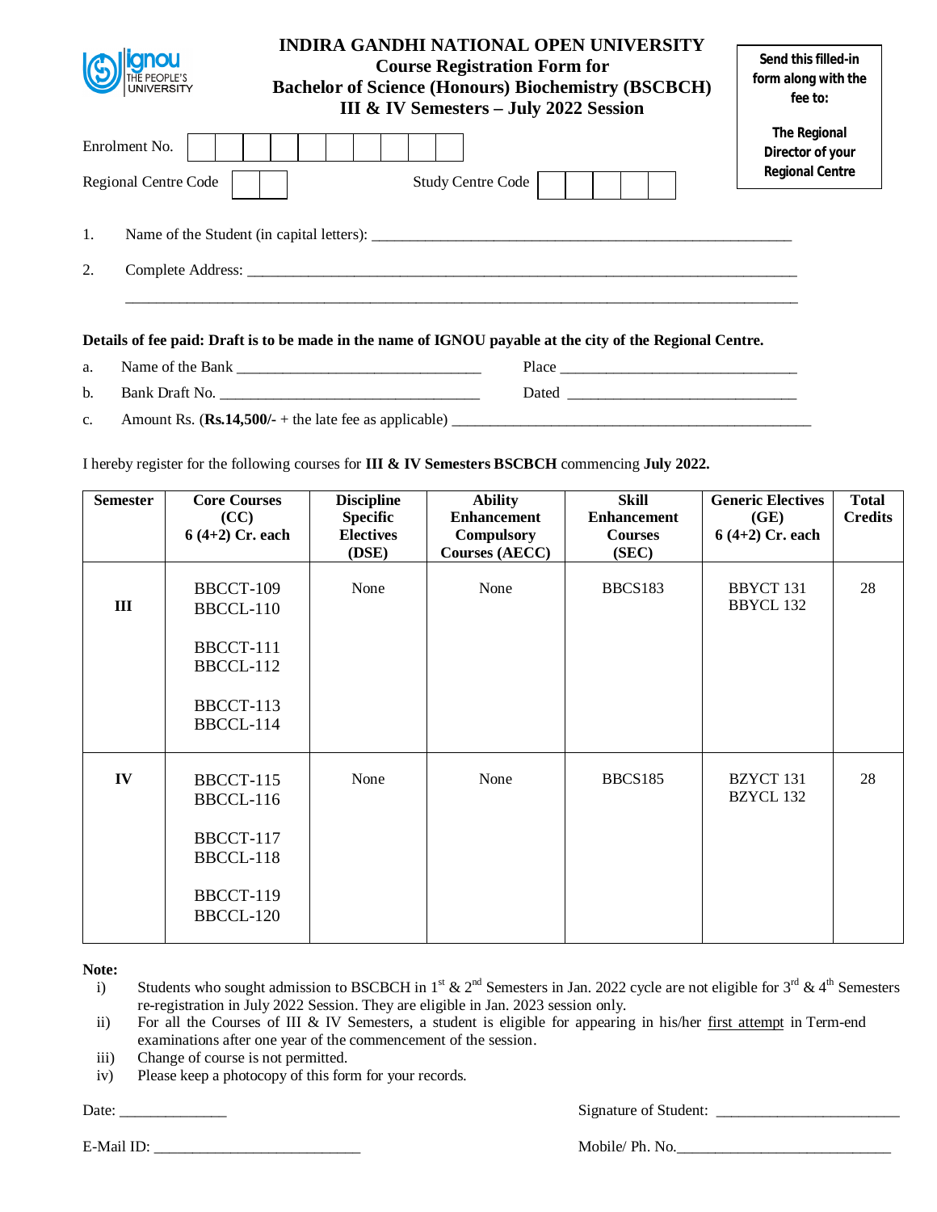# INDIRA GANDHI NATIONAL OPEN UNIVERSITY
## Course Registration Form for
## Bachelor of Science (Honours) Biochemistry (BSCBCH)
## III & IV Semesters – July 2022 Session

**Send this filled-in form along with the fee to:**

**The Regional Director of your Regional Centre**

Enrolment No. | | | | | | | | | | |

Regional Centre Code | | | Study Centre Code | | | | | |

1. Name of the Student (in capital letters): ____________________________________________________

2. Complete Address: ______________________________________________________________________

______________________________________________________________________________

**Details of fee paid: Draft is to be made in the name of IGNOU payable at the city of the Regional Centre.**

a. Name of the Bank ______________________________ Place ______________________________

b. Bank Draft No. ________________________________ Dated ______________________________

c. Amount Rs. (**Rs.14,500/-** + the late fee as applicable) ______________________________________________

I hereby register for the following courses for **III & IV Semesters BSCBCH** commencing **July 2022.**

| Semester | Core Courses (CC) 6 (4+2) Cr. each | Discipline Specific Electives (DSE) | Ability Enhancement Compulsory Courses (AECC) | Skill Enhancement Courses (SEC) | Generic Electives (GE) 6 (4+2) Cr. each | Total Credits |
|---|---|---|---|---|---|---|
| **III** | BBCCT-109<br>BBCCL-110<br><br>BBCCT-111<br>BBCCL-112<br><br>BBCCT-113<br>BBCCL-114 | None | None | BBCS183 | BBYCT 131<br>BBYCL 132 | 28 |
| **IV** | BBCCT-115<br>BBCCL-116<br><br>BBCCT-117<br>BBCCL-118<br><br>BBCCT-119<br>BBCCL-120 | None | None | BBCS185 | BZYCT 131<br>BZYCL 132 | 28 |

**Note:**

i) Students who sought admission to BSCBCH in 1st & 2nd Semesters in Jan. 2022 cycle are not eligible for 3rd & 4th Semesters re-registration in July 2022 Session. They are eligible in Jan. 2023 session only.

ii) For all the Courses of III & IV Semesters, a student is eligible for appearing in his/her first attempt in Term-end examinations after one year of the commencement of the session.

iii) Change of course is not permitted.

iv) Please keep a photocopy of this form for your records.

Date: ______________ Signature of Student: ________________________

E-Mail ID: ___________________________ Mobile/ Ph. No.____________________________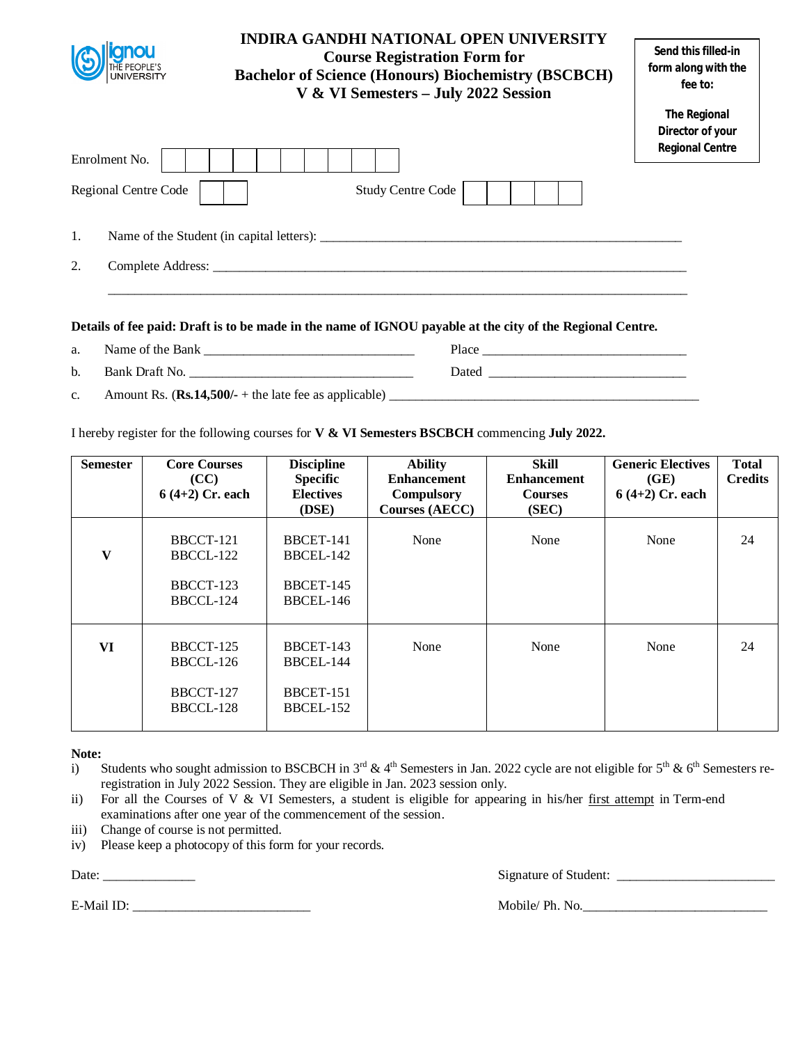# INDIRA GANDHI NATIONAL OPEN UNIVERSITY
## Course Registration Form for
## Bachelor of Science (Honours) Biochemistry (BSCBCH)
## V & VI Semesters – July 2022 Session

**Send this filled-in form along with the fee to:**

**The Regional Director of your Regional Centre**

Enrolment No. | | | | | | | | | | |

Regional Centre Code | | |          Study Centre Code | | | | | |

1. Name of the Student (in capital letters): ____________________________________________

2. Complete Address: ____________________________________________________________

   ____________________________________________________________________________

**Details of fee paid: Draft is to be made in the name of IGNOU payable at the city of the Regional Centre.**

a. Name of the Bank ______________________________     Place ______________________________

b. Bank Draft No. ________________________________     Dated ______________________________

c. Amount Rs. (**Rs.14,500/-** + the late fee as applicable) ________________________________________

I hereby register for the following courses for **V & VI Semesters BSCBCH** commencing **July 2022.**

| Semester | Core Courses (CC) 6 (4+2) Cr. each | Discipline Specific Electives (DSE) | Ability Enhancement Compulsory Courses (AECC) | Skill Enhancement Courses (SEC) | Generic Electives (GE) 6 (4+2) Cr. each | Total Credits |
|---|---|---|---|---|---|---|
| **V** | BBCCT-121<br>BBCCL-122<br><br>BBCCT-123<br>BBCCL-124 | BBCET-141<br>BBCEL-142<br><br>BBCET-145<br>BBCEL-146 | None | None | None | 24 |
| **VI** | BBCCT-125<br>BBCCL-126<br><br>BBCCT-127<br>BBCCL-128 | BBCET-143<br>BBCEL-144<br><br>BBCET-151<br>BBCEL-152 | None | None | None | 24 |

**Note:**

i) Students who sought admission to BSCBCH in 3rd & 4th Semesters in Jan. 2022 cycle are not eligible for 5th & 6th Semesters re-registration in July 2022 Session. They are eligible in Jan. 2023 session only.

ii) For all the Courses of V & VI Semesters, a student is eligible for appearing in his/her first attempt in Term-end examinations after one year of the commencement of the session.

iii) Change of course is not permitted.

iv) Please keep a photocopy of this form for your records.

Date: ______________          Signature of Student: ________________________

E-Mail ID: ___________________________          Mobile/ Ph. No.____________________________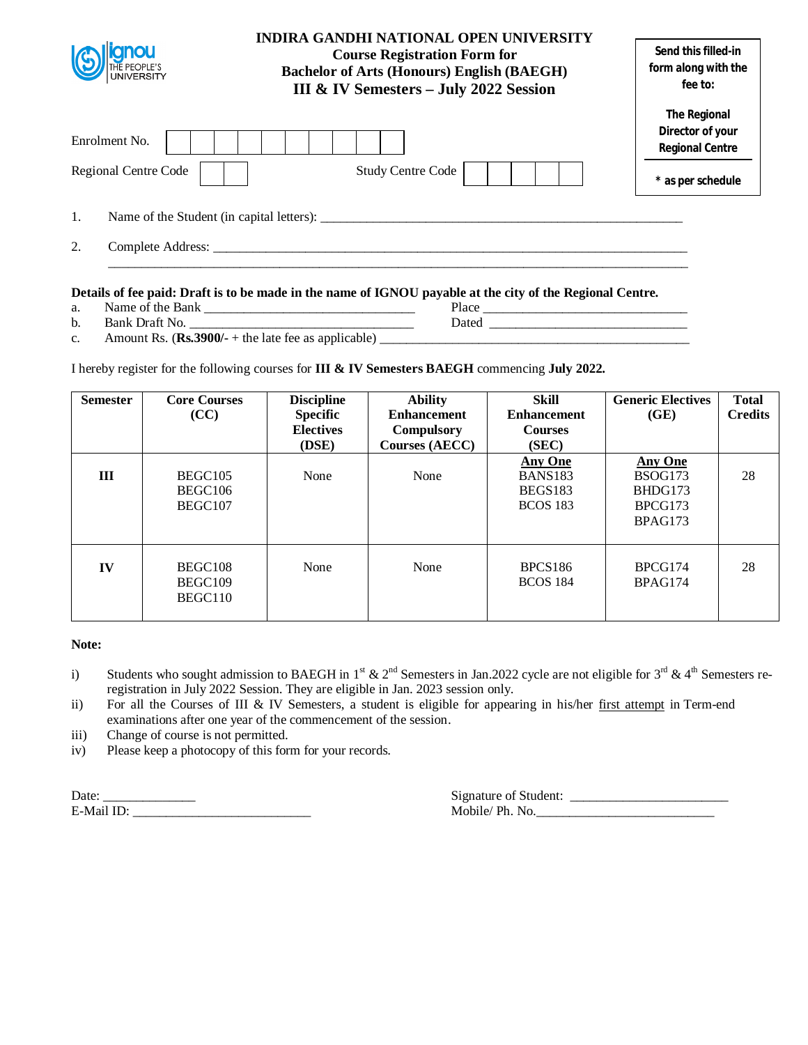**INDIRA GANDHI NATIONAL OPEN UNIVERSITY**
**Course Registration Form for**
**Bachelor of Arts (Honours) English (BAEGH)**
**III & IV Semesters – July 2022 Session**

**Send this filled-in form along with the fee to:**

**The Regional Director of your Regional Centre**

**\* as per schedule**

Enrolment No. | | | | | | | | | | |

Regional Centre Code | | |          Study Centre Code | | | | | |

1. Name of the Student (in capital letters): ________________________________________________

2. Complete Address: ________________________________________________________________
________________________________________________________________________

**Details of fee paid: Draft is to be made in the name of IGNOU payable at the city of the Regional Centre.**

a. Name of the Bank ______________________________    Place ______________________________
b. Bank Draft No. ________________________________    Dated ______________________________
c. Amount Rs. (**Rs.3900/-** + the late fee as applicable) ______________________________________________

I hereby register for the following courses for **III & IV Semesters BAEGH** commencing **July 2022.**

| Semester | Core Courses (CC) | Discipline Specific Electives (DSE) | Ability Enhancement Compulsory Courses (AECC) | Skill Enhancement Courses (SEC) | Generic Electives (GE) | Total Credits |
|---|---|---|---|---|---|---|
| **III** | BEGC105<br>BEGC106<br>BEGC107 | None | None | **Any One**<br>BANS183<br>BEGS183<br>BCOS 183 | **Any One**<br>BSOG173<br>BHDG173<br>BPCG173<br>BPAG173 | 28 |
| **IV** | BEGC108<br>BEGC109<br>BEGC110 | None | None | BPCS186<br>BCOS 184 | BPCG174<br>BPAG174 | 28 |

**Note:**

i) Students who sought admission to BAEGH in 1st & 2nd Semesters in Jan.2022 cycle are not eligible for 3rd & 4th Semesters re-registration in July 2022 Session. They are eligible in Jan. 2023 session only.
ii) For all the Courses of III & IV Semesters, a student is eligible for appearing in his/her first attempt in Term-end examinations after one year of the commencement of the session.
iii) Change of course is not permitted.
iv) Please keep a photocopy of this form for your records.

Date: _____________                                        Signature of Student: ______________________
E-Mail ID: _________________________                        Mobile/ Ph. No.________________________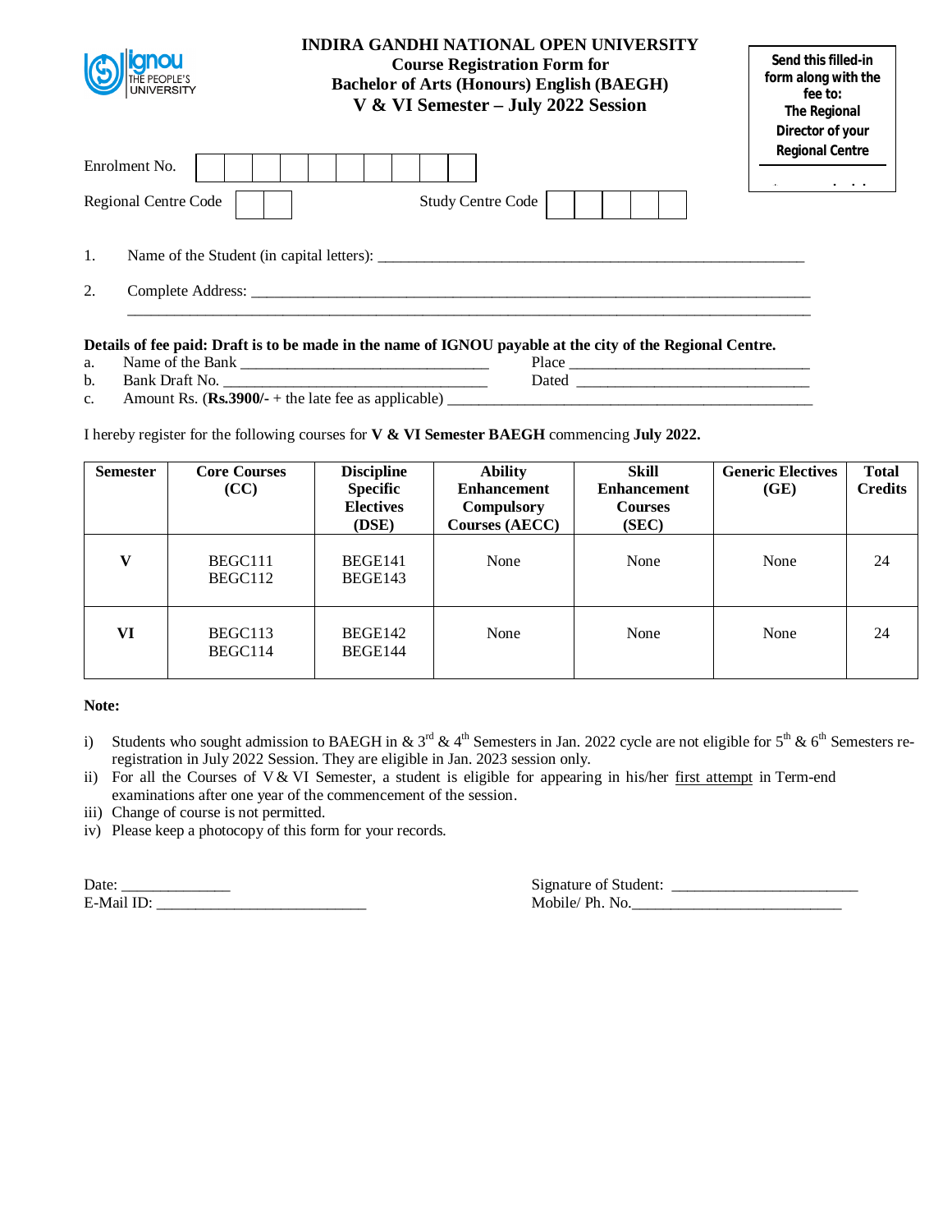# INDIRA GANDHI NATIONAL OPEN UNIVERSITY
## Course Registration Form for
## Bachelor of Arts (Honours) English (BAEGH)
## V & VI Semester – July 2022 Session

**Send this filled-in form along with the fee to: The Regional Director of your Regional Centre**

Enrolment No. | | | | | | | | | | |

Regional Centre Code | | | Study Centre Code | | | | | |

1. Name of the Student (in capital letters): ________________________________________________

2. Complete Address: ________________________________________________________________
________________________________________________________________________________

**Details of fee paid: Draft is to be made in the name of IGNOU payable at the city of the Regional Centre.**

a. Name of the Bank ______________________________ Place ______________________________
b. Bank Draft No. ________________________________ Dated ______________________________
c. Amount Rs. (**Rs.3900/-** + the late fee as applicable) ____________________________________

I hereby register for the following courses for **V & VI Semester BAEGH** commencing **July 2022.**

| Semester | Core Courses (CC) | Discipline Specific Electives (DSE) | Ability Enhancement Compulsory Courses (AECC) | Skill Enhancement Courses (SEC) | Generic Electives (GE) | Total Credits |
|---|---|---|---|---|---|---|
| **V** | BEGC111<br>BEGC112 | BEGE141<br>BEGE143 | None | None | None | 24 |
| **VI** | BEGC113<br>BEGC114 | BEGE142<br>BEGE144 | None | None | None | 24 |

**Note:**

i) Students who sought admission to BAEGH in & 3rd & 4th Semesters in Jan. 2022 cycle are not eligible for 5th & 6th Semesters re-registration in July 2022 Session. They are eligible in Jan. 2023 session only.
ii) For all the Courses of V & VI Semester, a student is eligible for appearing in his/her first attempt in Term-end examinations after one year of the commencement of the session.
iii) Change of course is not permitted.
iv) Please keep a photocopy of this form for your records.

Date: ______________ Signature of Student: _______________________
E-Mail ID: ___________________________ Mobile/ Ph. No.___________________________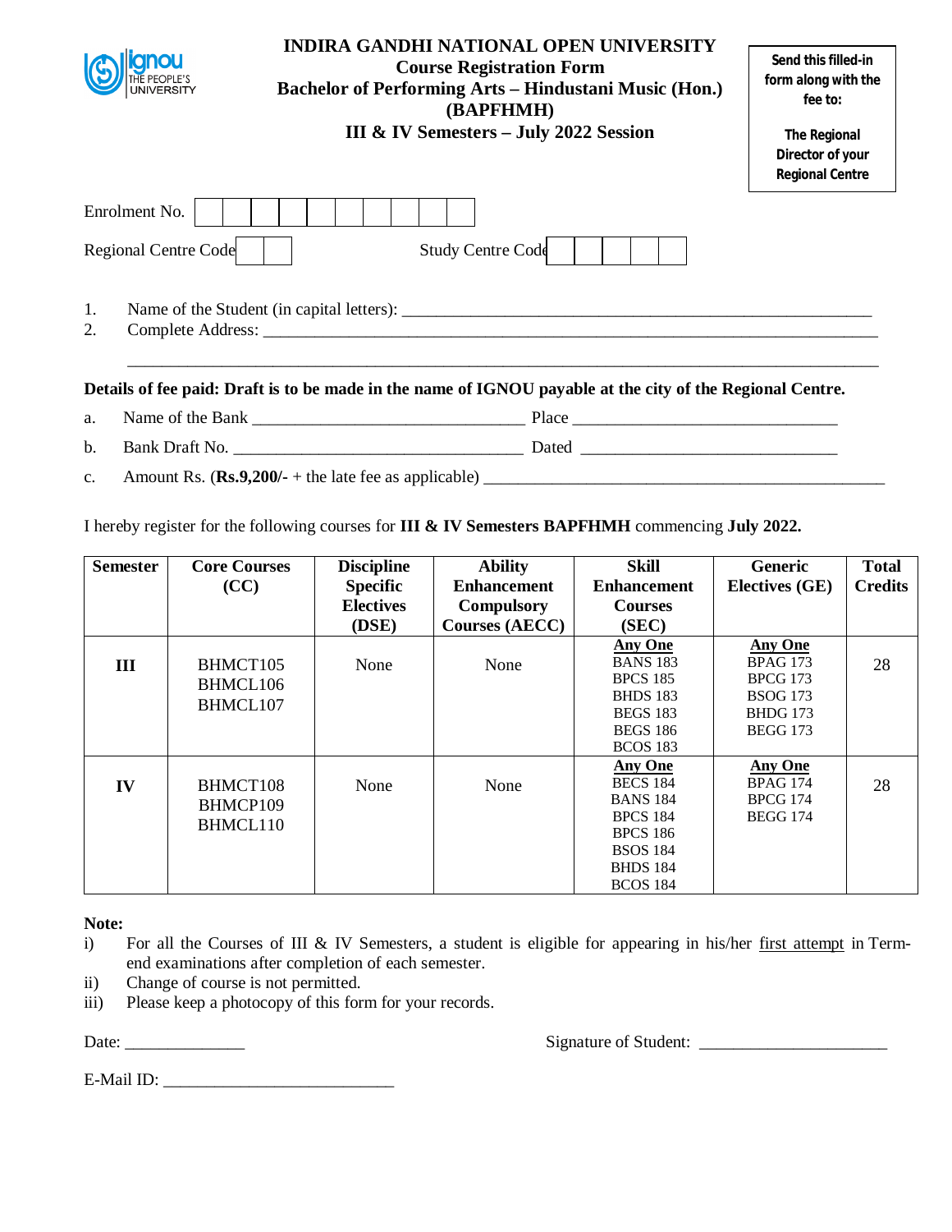ignou THE PEOPLE'S UNIVERSITY

# INDIRA GANDHI NATIONAL OPEN UNIVERSITY
## Course Registration Form
## Bachelor of Performing Arts – Hindustani Music (Hon.) (BAPFHMH)
## III & IV Semesters – July 2022 Session

**Send this filled-in form along with the fee to:**

**The Regional Director of your Regional Centre**

Enrolment No. | | | | | | | | | | |

Regional Centre Code | | | Study Centre Code | | | | | |

1. Name of the Student (in capital letters): ______________________________________________________
2. Complete Address: __________________________________________________________________________

__________________________________________________________________________________________

**Details of fee paid: Draft is to be made in the name of IGNOU payable at the city of the Regional Centre.**

a. Name of the Bank ______________________________ Place ______________________________

b. Bank Draft No. ________________________________ Dated ____________________________

c. Amount Rs. (**Rs.9,200/-** + the late fee as applicable) ______________________________________________

I hereby register for the following courses for **III & IV Semesters BAPFHMH** commencing **July 2022.**

| Semester | Core Courses (CC) | Discipline Specific Electives (DSE) | Ability Enhancement Compulsory Courses (AECC) | Skill Enhancement Courses (SEC) | Generic Electives (GE) | Total Credits |
|---|---|---|---|---|---|---|
| **III** | BHMCT105<br>BHMCL106<br>BHMCL107 | None | None | **Any One**<br>BANS 183<br>BPCS 185<br>BHDS 183<br>BEGS 183<br>BEGS 186<br>BCOS 183 | **Any One**<br>BPAG 173<br>BPCG 173<br>BSOG 173<br>BHDG 173<br>BEGG 173 | 28 |
| **IV** | BHMCT108<br>BHMCP109<br>BHMCL110 | None | None | **Any One**<br>BECS 184<br>BANS 184<br>BPCS 184<br>BPCS 186<br>BSOS 184<br>BHDS 184<br>BCOS 184 | **Any One**<br>BPAG 174<br>BPCG 174<br>BEGG 174 | 28 |

**Note:**

i) For all the Courses of III & IV Semesters, a student is eligible for appearing in his/her first attempt in Term-end examinations after completion of each semester.

ii) Change of course is not permitted.

iii) Please keep a photocopy of this form for your records.

Date: ______________ Signature of Student: ______________________

E-Mail ID: ___________________________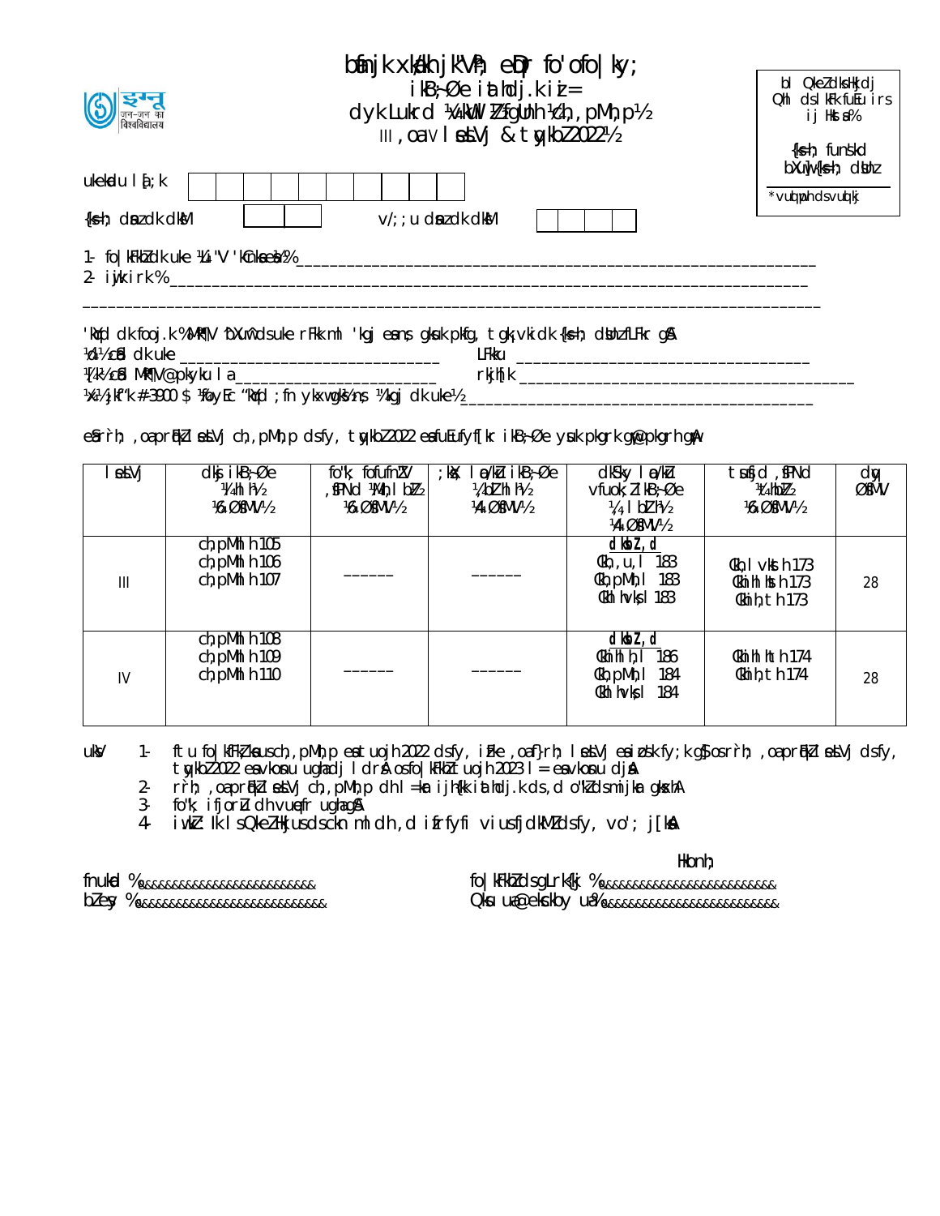# bfUnjk xka/kh jk"Vªh; eqDr fo'ofo|ky;

## ikB~;Øe iathdj.k i=
## dyk Lukrd ¼ckWulZ½ fgUnh ¼ch,pMh,p½
### III ,oa IV lsesLVj & tqykbZ 2022½

bl QkeZ dks Hkjdj Qhl ds lkFk fuEu irs ij HkstsaA %

{ks=h; funs'kd
bXuw {ks=h; dsUnz

*vius pquh dsUnz ds vuqlkj

ukekadu la[;k | | | | | | | | | | |

{ks=h; dsanz dksM | | | v/;;u dsanz dksM | | | | |

1- fo|kFkhZ dk uke ¼Li"V 'kCnksa esa½% ____________________________________________________________

2- iwjk irk % ____________________________________________________________________________

______________________________________________________________________________________

'kqYd dk fooj.k %& Mh-Mh- bXuw ds uke rFkk ml 'kgj esa ns; gksuk pkfg, tgk¡ vki dk {ks=h; dsUnz fLFkr gSA

¼d½ cSd dk uke ________________________________ LFkku ____________________________________

¼[k½ cSd Mªk¶V@pkyku la____________________________ rkjh[k ______________________________________

¼x½ jkf'k #- 3900 $ ¼foyEc 'kqYd ;fn ykxw gks rks½ ¼'kCnksa esa½ ______________________________________

eSa rrh; ,oa prqFkZ lsesLVj ch,pMh,p ds fy, tqykbZ 2022 esa fuEufyf[kr ikB~;Øe ysuk pkgrk gw¡@pkgrh gw¡A

| lsesLVj | dksj ikB~;Øe ¼lhlh½ ¼6 ØsfMV½ | fo'k; fofufnZ"V ,sfPNd ¼Mh,lbZ½ ¼6 ØsfMV½ | ;ksX; lao/kZu ikB~;Øe ¼,bZlhlh½ ¼4 ØsfMV½ | dkS'ky lao/kZu vfuok;Z ikB~;Øe ¼,lbZlh½ ¼4 ØsfMV½ | tsusfjd ,sfPNd ¼thbZ½ ¼6 ØsfMV½ | dqy ØsfMV |
|---|---|---|---|---|---|---|
| III | ch,pMhlh 105<br>ch,pMhlh 106<br>ch,pMhlh 107 | ------ | ------ | dksbZ ,d<br>Ckh,u,l 183<br>Ckh,pMh,l 183<br>Ckhlhvks,l 183 | Ckh,lvksth 173<br>Ckhlhlhth 173<br>Ckhh,th 173 | 28 |
| IV | ch,pMhlh 108<br>ch,pMhlh 109<br>ch,pMhlh 110 | ------ | ------ | dksbZ ,d<br>Ckhlhlh,l 186<br>Ckh,pMh,l 184<br>Ckhlhvks,l 184 | Ckhlhlhth 174<br>Ckhh,th 174 | 28 |

uksV

1- ftu fo|kfFkZ;ksa us ch,pMh,p esa tuojh 2022 ds fy, izFke ,oa f}rh; lsesLVj esa izos'k fy;k gS os rrh; ,oa prqFkZ lsesLVj ds fy, tqykbZ 2022 esa vkosnu ugha dj ldrsA os fo|kFkhZ tuojh 2023 l= esa vkosnu djsaA
2- rrh; ,oa prqFkZ lsesLVj ch,pMh,p dh l=kar ijh{kk iathdj.k ds ,d o"kZ ds mijkar gksxhA
3- fo'k; ifjorZu dh vuqefr ugha gSA
4- iw.kZ :Ik ls QkeZ Hkjus ds ckn mldh ,d izfrfyfi vius fjdkMZ ds fy, vo'; j[ksaA

Hkonh;

fnukad %..........................

bZ&esy %..........................

fo|kFkhZ ds gLrk{kj %..........................

Qksu ua@eksckby ua%..........................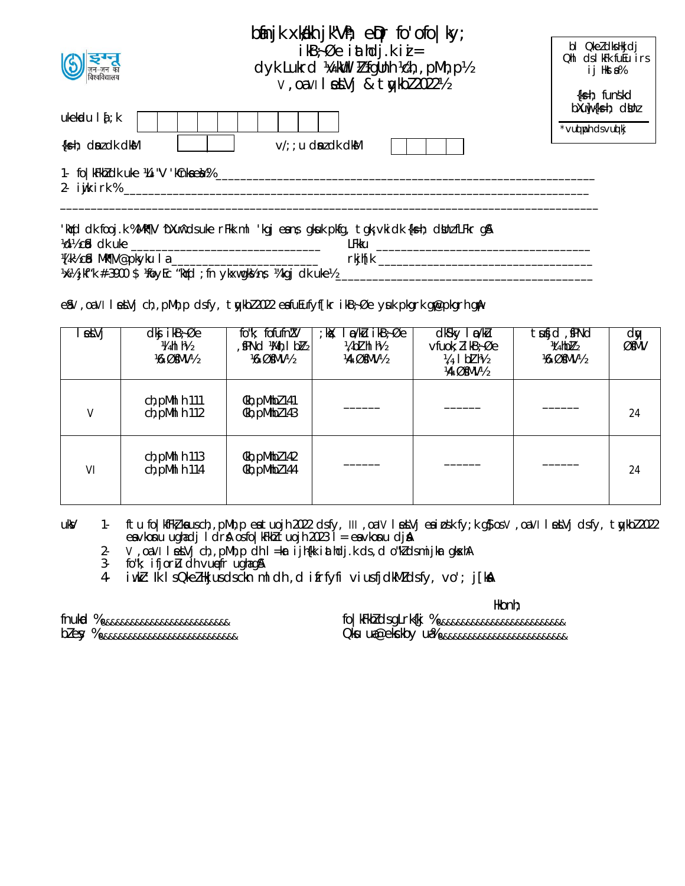# bfnjk xka/kh jk"Vªh; eqDr fo'ofo|ky;

## ikB;Øe iathdj.k i=
## dyk Lukrd ¼vkWulZ½ fgUnh ¼ch,pMh,p½
## V ,oa VI lsesLVj & tqykbZ 2022½

bl QkeZ dks Hkjdj Qhl ds lkFk fuEu irs ij Hkstsa%

{ks=h; funs'kd
bXuw {ks=h; dsUnz

*vuqlwph ds vuqlkj

ukekadu la[;k

{ks=h; dsanz dk dksM &nbsp;&nbsp;&nbsp;&nbsp;&nbsp; v/;;u dsanz dk dksM

1- fo|kFkhZ dk uke ¼'V 'kCnksa esa½%____________________________________________

2- iwjk irk%________________________________________________________________

____________________________________________________________________

'kqYd dk fooj.k % fMekaM Mªk¶V ¼cSad ds uke rFkk ml 'kgj esa ns; gksuk pkfg, tgk¡ vki dk {ks=h; dsUnz fLFkr gSA

¼d½ cSad dk uke ______________________ LFkku ______________________________

¼[k½ cSad Mªk¶V@pkyku la ___________________ rkjh[k ____________________________

¼x½ jkf'k #- 3900 $ ¼foyEc 'kqYd ;fn ykxw gks½ ns; ¼'kgj dk uke½ ____________________________

eSa V ,oa VI lsesLVj ch,pMh,p dsfy, tqykbZ 2022 esa fuEufyf[kr ikB;Øe ysuk pkgrk gw¡@pkgrh gw¡A

| lsesLVj | dksj ikB;Øe ¼lhlh½ ¼6 ØsfMV½ | fo'k; fofufnZ"V ,sfPNd ¼Mh,lbZ½ ¼6 ØsfMV½ | ;ksX; lao/kZu ikB;Øe ¼,lbZlh½ ¼4 ØsfMV½ | dkS'ky lao/kZu vfuok;Z ikB;Øe ¼,lbZlh½ ¼4 ØsfMV½ | tsusfjd ,sfPNd ¼thbZ½ ¼6 ØsfMV½ | dqy ØsfMV |
|---|---|---|---|---|---|---|
| V | ch,pMhlh 111<br>ch,pMhlh 112 | ch,pMhbZ 141<br>ch,pMhbZ 143 | ------ | ------ | ------ | 24 |
| VI | ch,pMhlh 113<br>ch,pMhlh 114 | ch,pMhbZ 142<br>ch,pMhbZ 144 | ------ | ------ | ------ | 24 |

uksV
1. ftu fo|kfFkZ;ksa us ch,pMh,p esa tuojh 2022 dsfy, III ,oa IV lsesLVj esa iathdj.k fy;k gS os V ,oa VI lsesLVj dsfy, tqykbZ 2022 esa vkosnu ugha dj ldrsA os fo|kFkhZ tuojh 2023 l= esa vkosnu djsaA
2. V ,oa VI lsesLVj ch,pMh,p dh l=h; ijh{kk iathdj.k ds ,d o"kZ ds mijkar gksxhA
3. fo'k; ifjorZu dh vuqefr ugha gSA
4. iwoZ Hkk lsQkeZ Hkjus ds ckn ml dh ,d izfrfyfi vius fjdkMZ ds fy, vo'; j[ksaA

Hkonh;

fnukad %&&&&&&&&&&&&&&&&&&&&&&&& &nbsp;&nbsp;&nbsp;&nbsp; fo|kFkhZ ds gLrk{kj %&&&&&&&&&&&&&&&&&&&&&&&

bZ-esy %&&&&&&&&&&&&&&&&&&&&&&&&&& &nbsp;&nbsp;&nbsp;&nbsp; Qksu ua@eksckby ua%&&&&&&&&&&&&&&&&&&&&&&&